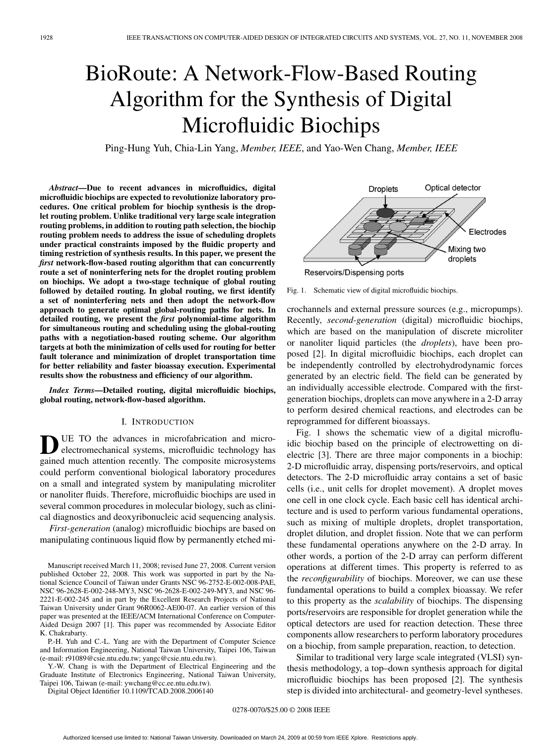# BioRoute: A Network-Flow-Based Routing Algorithm for the Synthesis of Digital Microfluidic Biochips

Ping-Hung Yuh, Chia-Lin Yang, *Member, IEEE*, and Yao-Wen Chang, *Member, IEEE*

***Abstract*—Due to recent advances in microfluidics, digital microfluidic biochips are expected to revolutionize laboratory procedures. One critical problem for biochip synthesis is the droplet routing problem. Unlike traditional very large scale integration routing problems, in addition to routing path selection, the biochip routing problem needs to address the issue of scheduling droplets under practical constraints imposed by the fluidic property and timing restriction of synthesis results. In this paper, we present the *first* network-flow-based routing algorithm that can concurrently route a set of noninterfering nets for the droplet routing problem on biochips. We adopt a two-stage technique of global routing followed by detailed routing. In global routing, we first identify a set of noninterfering nets and then adopt the network-flow approach to generate optimal global-routing paths for nets. In detailed routing, we present the *first* polynomial-time algorithm for simultaneous routing and scheduling using the global-routing paths with a negotiation-based routing scheme. Our algorithm targets at both the minimization of cells used for routing for better fault tolerance and minimization of droplet transportation time for better reliability and faster bioassay execution. Experimental results show the robustness and efficiency of our algorithm.**

***Index Terms*—Detailed routing, digital microfluidic biochips, global routing, network-flow-based algorithm.**

## I. Introduction

Due to the advances in microfabrication and microelectromechanical systems, microfluidic technology has gained much attention recently. The composite microsystems could perform conventional biological laboratory procedures on a small and integrated system by manipulating microliter or nanoliter fluids. Therefore, microfluidic biochips are used in several common procedures in molecular biology, such as clinical diagnostics and deoxyribonucleic acid sequencing analysis.

*First-generation* (analog) microfluidic biochips are based on manipulating continuous liquid flow by permanently etched microchannels and external pressure sources (e.g., micropumps). Recently, *second-generation* (digital) microfluidic biochips, which are based on the manipulation of discrete microliter or nanoliter liquid particles (the *droplets*), have been proposed [2]. In digital microfluidic biochips, each droplet can be independently controlled by electrohydrodynamic forces generated by an electric field. The field can be generated by an individually accessible electrode. Compared with the first-generation biochips, droplets can move anywhere in a 2-D array to perform desired chemical reactions, and electrodes can be reprogrammed for different bioassays.

Fig. 1. Schematic view of digital microfluidic biochips.

Fig. 1 shows the schematic view of a digital microfluidic biochip based on the principle of electrowetting on dielectric [3]. There are three major components in a biochip: 2-D microfluidic array, dispensing ports/reservoirs, and optical detectors. The 2-D microfluidic array contains a set of basic cells (i.e., unit cells for droplet movement). A droplet moves one cell in one clock cycle. Each basic cell has identical architecture and is used to perform various fundamental operations, such as mixing of multiple droplets, droplet transportation, droplet dilution, and droplet fission. Note that we can perform these fundamental operations anywhere on the 2-D array. In other words, a portion of the 2-D array can perform different operations at different times. This property is referred to as the *reconfigurability* of biochips. Moreover, we can use these fundamental operations to build a complex bioassay. We refer to this property as the *scalability* of biochips. The dispensing ports/reservoirs are responsible for droplet generation while the optical detectors are used for reaction detection. These three components allow researchers to perform laboratory procedures on a biochip, from sample preparation, reaction, to detection.

Similar to traditional very large scale integrated (VLSI) synthesis methodology, a top–down synthesis approach for digital microfluidic biochips has been proposed [2]. The synthesis step is divided into architectural- and geometry-level syntheses.

---

Manuscript received March 11, 2008; revised June 27, 2008. Current version published October 22, 2008. This work was supported in part by the National Science Council of Taiwan under Grants NSC 96-2752-E-002-008-PAE, NSC 96-2628-E-002-248-MY3, NSC 96-2628-E-002-249-MY3, and NSC 96-2221-E-002-245 and in part by the Excellent Research Projects of National Taiwan University under Grant 96R0062-AE00-07. An earlier version of this paper was presented at the IEEE/ACM International Conference on Computer-Aided Design 2007 [1]. This paper was recommended by Associate Editor K. Chakrabarty.

P.-H. Yuh and C.-L. Yang are with the Department of Computer Science and Information Engineering, National Taiwan University, Taipei 106, Taiwan (e-mail: r91089@csie.ntu.edu.tw; yangc@csie.ntu.edu.tw).

Y.-W. Chang is with the Department of Electrical Engineering and the Graduate Institute of Electronics Engineering, National Taiwan University, Taipei 106, Taiwan (e-mail: ywchang@cc.ee.ntu.edu.tw).

Digital Object Identifier 10.1109/TCAD.2008.2006140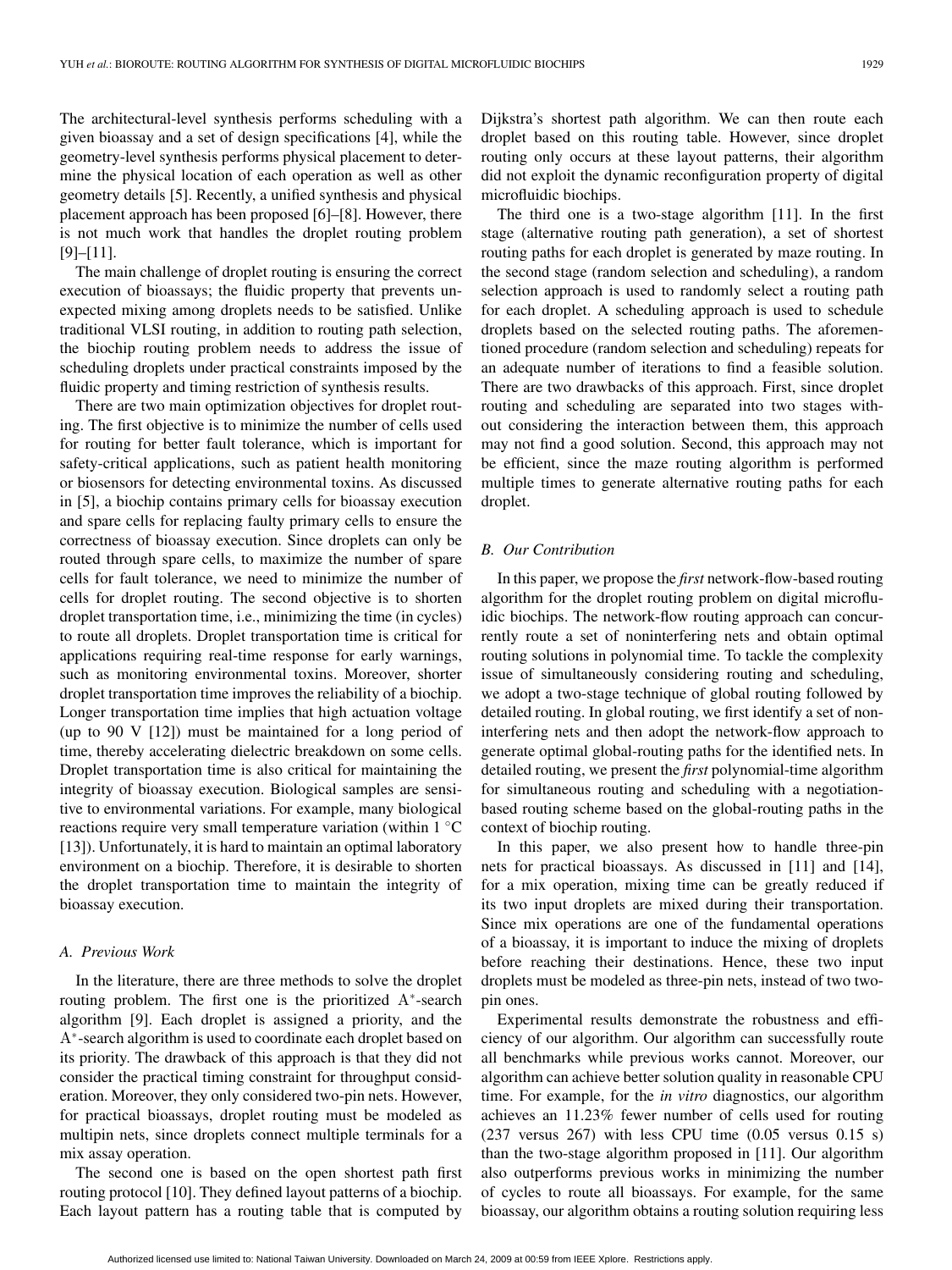The architectural-level synthesis performs scheduling with a given bioassay and a set of design specifications [4], while the geometry-level synthesis performs physical placement to determine the physical location of each operation as well as other geometry details [5]. Recently, a unified synthesis and physical placement approach has been proposed [6]–[8]. However, there is not much work that handles the droplet routing problem [9]–[11].

The main challenge of droplet routing is ensuring the correct execution of bioassays; the fluidic property that prevents unexpected mixing among droplets needs to be satisfied. Unlike traditional VLSI routing, in addition to routing path selection, the biochip routing problem needs to address the issue of scheduling droplets under practical constraints imposed by the fluidic property and timing restriction of synthesis results.

There are two main optimization objectives for droplet routing. The first objective is to minimize the number of cells used for routing for better fault tolerance, which is important for safety-critical applications, such as patient health monitoring or biosensors for detecting environmental toxins. As discussed in [5], a biochip contains primary cells for bioassay execution and spare cells for replacing faulty primary cells to ensure the correctness of bioassay execution. Since droplets can only be routed through spare cells, to maximize the number of spare cells for fault tolerance, we need to minimize the number of cells for droplet routing. The second objective is to shorten droplet transportation time, i.e., minimizing the time (in cycles) to route all droplets. Droplet transportation time is critical for applications requiring real-time response for early warnings, such as monitoring environmental toxins. Moreover, shorter droplet transportation time improves the reliability of a biochip. Longer transportation time implies that high actuation voltage (up to 90 V [12]) must be maintained for a long period of time, thereby accelerating dielectric breakdown on some cells. Droplet transportation time is also critical for maintaining the integrity of bioassay execution. Biological samples are sensitive to environmental variations. For example, many biological reactions require very small temperature variation (within 1 °C [13]). Unfortunately, it is hard to maintain an optimal laboratory environment on a biochip. Therefore, it is desirable to shorten the droplet transportation time to maintain the integrity of bioassay execution.

### A. Previous Work

In the literature, there are three methods to solve the droplet routing problem. The first one is the prioritized $A^*$-search algorithm [9]. Each droplet is assigned a priority, and the $A^*$-search algorithm is used to coordinate each droplet based on its priority. The drawback of this approach is that they did not consider the practical timing constraint for throughput consideration. Moreover, they only considered two-pin nets. However, for practical bioassays, droplet routing must be modeled as multipin nets, since droplets connect multiple terminals for a mix assay operation.

The second one is based on the open shortest path first routing protocol [10]. They defined layout patterns of a biochip. Each layout pattern has a routing table that is computed by Dijkstra's shortest path algorithm. We can then route each droplet based on this routing table. However, since droplet routing only occurs at these layout patterns, their algorithm did not exploit the dynamic reconfiguration property of digital microfluidic biochips.

The third one is a two-stage algorithm [11]. In the first stage (alternative routing path generation), a set of shortest routing paths for each droplet is generated by maze routing. In the second stage (random selection and scheduling), a random selection approach is used to randomly select a routing path for each droplet. A scheduling approach is used to schedule droplets based on the selected routing paths. The aforementioned procedure (random selection and scheduling) repeats for an adequate number of iterations to find a feasible solution. There are two drawbacks of this approach. First, since droplet routing and scheduling are separated into two stages without considering the interaction between them, this approach may not find a good solution. Second, this approach may not be efficient, since the maze routing algorithm is performed multiple times to generate alternative routing paths for each droplet.

### B. Our Contribution

In this paper, we propose the *first* network-flow-based routing algorithm for the droplet routing problem on digital microfluidic biochips. The network-flow routing approach can concurrently route a set of noninterfering nets and obtain optimal routing solutions in polynomial time. To tackle the complexity issue of simultaneously considering routing and scheduling, we adopt a two-stage technique of global routing followed by detailed routing. In global routing, we first identify a set of noninterfering nets and then adopt the network-flow approach to generate optimal global-routing paths for the identified nets. In detailed routing, we present the *first* polynomial-time algorithm for simultaneous routing and scheduling with a negotiation-based routing scheme based on the global-routing paths in the context of biochip routing.

In this paper, we also present how to handle three-pin nets for practical bioassays. As discussed in [11] and [14], for a mix operation, mixing time can be greatly reduced if its two input droplets are mixed during their transportation. Since mix operations are one of the fundamental operations of a bioassay, it is important to induce the mixing of droplets before reaching their destinations. Hence, these two input droplets must be modeled as three-pin nets, instead of two two-pin ones.

Experimental results demonstrate the robustness and efficiency of our algorithm. Our algorithm can successfully route all benchmarks while previous works cannot. Moreover, our algorithm can achieve better solution quality in reasonable CPU time. For example, for the *in vitro* diagnostics, our algorithm achieves an 11.23% fewer number of cells used for routing (237 versus 267) with less CPU time (0.05 versus 0.15 s) than the two-stage algorithm proposed in [11]. Our algorithm also outperforms previous works in minimizing the number of cycles to route all bioassays. For example, for the same bioassay, our algorithm obtains a routing solution requiring less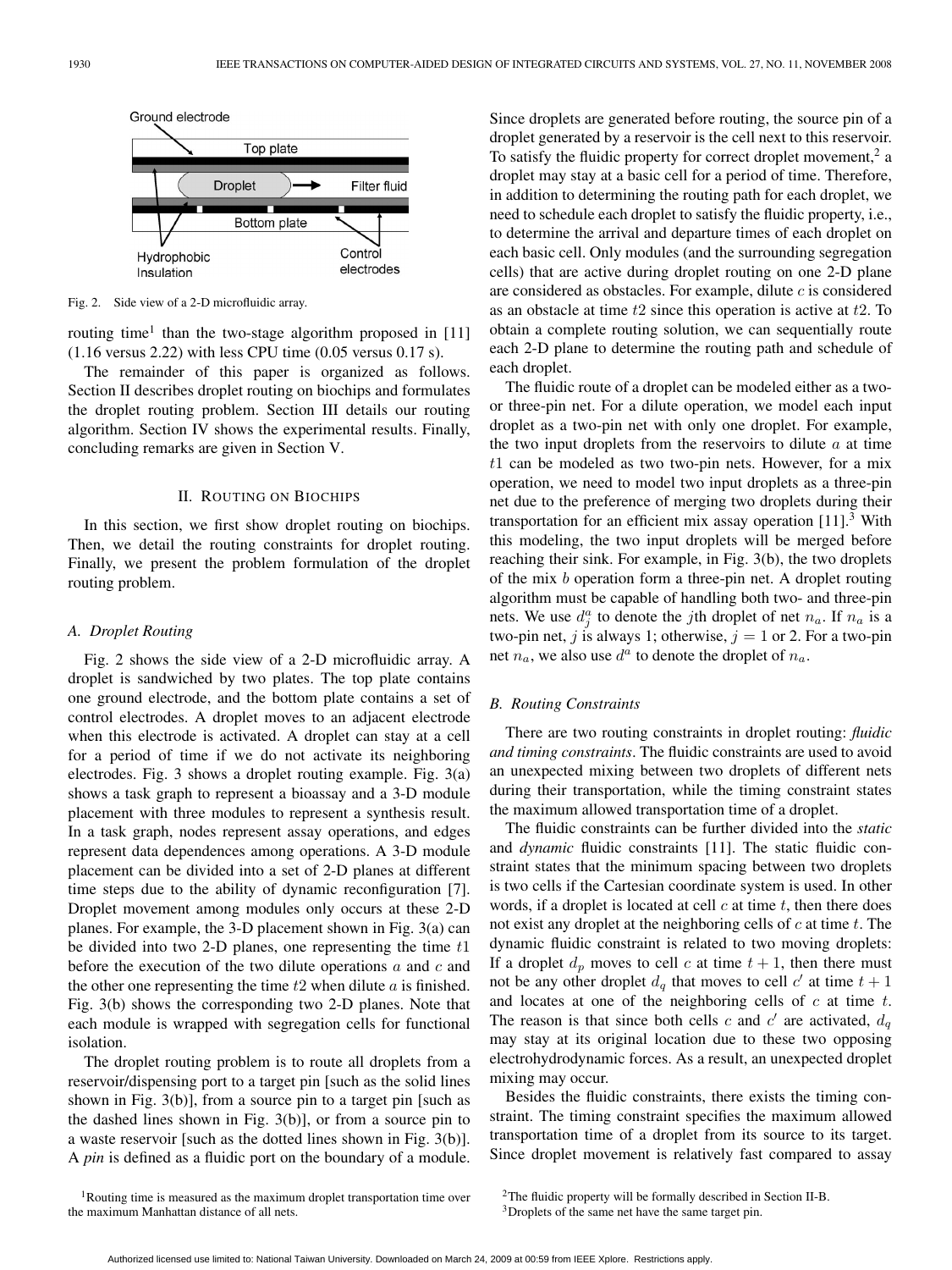Ground electrode

Top plate

Droplet → Filter fluid

Bottom plate

Hydrophobic Insulation

Control electrodes

Fig. 2. Side view of a 2-D microfluidic array.

routing time[1] than the two-stage algorithm proposed in [11] (1.16 versus 2.22) with less CPU time (0.05 versus 0.17 s).

The remainder of this paper is organized as follows. Section II describes droplet routing on biochips and formulates the droplet routing problem. Section III details our routing algorithm. Section IV shows the experimental results. Finally, concluding remarks are given in Section V.

## II. Routing on Biochips

In this section, we first show droplet routing on biochips. Then, we detail the routing constraints for droplet routing. Finally, we present the problem formulation of the droplet routing problem.

### A. Droplet Routing

Fig. 2 shows the side view of a 2-D microfluidic array. A droplet is sandwiched by two plates. The top plate contains one ground electrode, and the bottom plate contains a set of control electrodes. A droplet moves to an adjacent electrode when this electrode is activated. A droplet can stay at a cell for a period of time if we do not activate its neighboring electrodes. Fig. 3 shows a droplet routing example. Fig. 3(a) shows a task graph to represent a bioassay and a 3-D module placement with three modules to represent a synthesis result. In a task graph, nodes represent assay operations, and edges represent data dependences among operations. A 3-D module placement can be divided into a set of 2-D planes at different time steps due to the ability of dynamic reconfiguration [7]. Droplet movement among modules only occurs at these 2-D planes. For example, the 3-D placement shown in Fig. 3(a) can be divided into two 2-D planes, one representing the time $t1$ before the execution of the two dilute operations $a$ and $c$ and the other one representing the time $t2$ when dilute $a$ is finished. Fig. 3(b) shows the corresponding two 2-D planes. Note that each module is wrapped with segregation cells for functional isolation.

The droplet routing problem is to route all droplets from a reservoir/dispensing port to a target pin [such as the solid lines shown in Fig. 3(b)], from a source pin to a target pin [such as the dashed lines shown in Fig. 3(b)], or from a source pin to a waste reservoir [such as the dotted lines shown in Fig. 3(b)]. A *pin* is defined as a fluidic port on the boundary of a module. Since droplets are generated before routing, the source pin of a droplet generated by a reservoir is the cell next to this reservoir. To satisfy the fluidic property for correct droplet movement,[2] a droplet may stay at a basic cell for a period of time. Therefore, in addition to determining the routing path for each droplet, we need to schedule each droplet to satisfy the fluidic property, i.e., to determine the arrival and departure times of each droplet on each basic cell. Only modules (and the surrounding segregation cells) that are active during droplet routing on one 2-D plane are considered as obstacles. For example, dilute $c$ is considered as an obstacle at time $t2$ since this operation is active at $t2$. To obtain a complete routing solution, we can sequentially route each 2-D plane to determine the routing path and schedule of each droplet.

The fluidic route of a droplet can be modeled either as a two- or three-pin net. For a dilute operation, we model each input droplet as a two-pin net with only one droplet. For example, the two input droplets from the reservoirs to dilute $a$ at time $t1$ can be modeled as two two-pin nets. However, for a mix operation, we need to model two input droplets as a three-pin net due to the preference of merging two droplets during their transportation for an efficient mix assay operation [11].[3] With this modeling, the two input droplets will be merged before reaching their sink. For example, in Fig. 3(b), the two droplets of the mix $b$ operation form a three-pin net. A droplet routing algorithm must be capable of handling both two- and three-pin nets. We use $d_j^a$ to denote the $j$th droplet of net $n_a$. If $n_a$ is a two-pin net, $j$ is always 1; otherwise, $j = 1$ or 2. For a two-pin net $n_a$, we also use $d^a$ to denote the droplet of $n_a$.

### B. Routing Constraints

There are two routing constraints in droplet routing: *fluidic and timing constraints*. The fluidic constraints are used to avoid an unexpected mixing between two droplets of different nets during their transportation, while the timing constraint states the maximum allowed transportation time of a droplet.

The fluidic constraints can be further divided into the *static* and *dynamic* fluidic constraints [11]. The static fluidic constraint states that the minimum spacing between two droplets is two cells if the Cartesian coordinate system is used. In other words, if a droplet is located at cell $c$ at time $t$, then there does not exist any droplet at the neighboring cells of $c$ at time $t$. The dynamic fluidic constraint is related to two moving droplets: If a droplet $d_p$ moves to cell $c$ at time $t+1$, then there must not be any other droplet $d_q$ that moves to cell $c'$ at time $t+1$ and locates at one of the neighboring cells of $c$ at time $t$. The reason is that since both cells $c$ and $c'$ are activated, $d_q$ may stay at its original location due to these two opposing electrohydrodynamic forces. As a result, an unexpected droplet mixing may occur.

Besides the fluidic constraints, there exists the timing constraint. The timing constraint specifies the maximum allowed transportation time of a droplet from its source to its target. Since droplet movement is relatively fast compared to assay

[1] Routing time is measured as the maximum droplet transportation time over the maximum Manhattan distance of all nets.

[2] The fluidic property will be formally described in Section II-B.

[3] Droplets of the same net have the same target pin.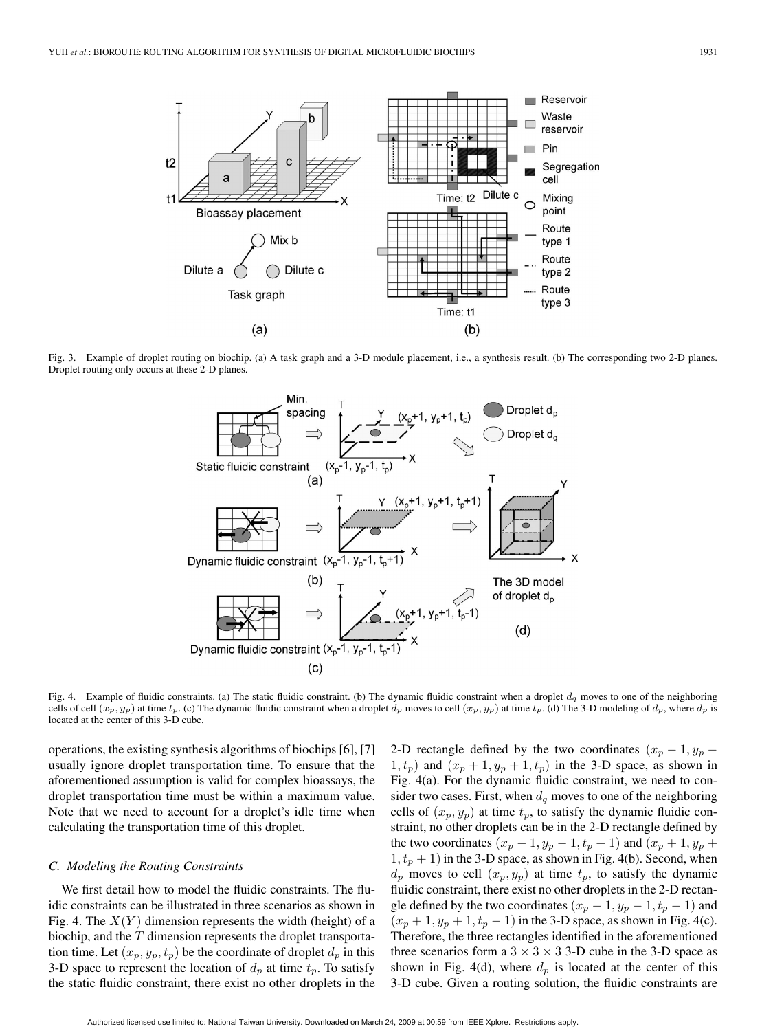Fig. 3. Example of droplet routing on biochip. (a) A task graph and a 3-D module placement, i.e., a synthesis result. (b) The corresponding two 2-D planes. Droplet routing only occurs at these 2-D planes.

Fig. 4. Example of fluidic constraints. (a) The static fluidic constraint. (b) The dynamic fluidic constraint when a droplet $d_q$ moves to one of the neighboring cells of cell $(x_p, y_p)$ at time $t_p$. (c) The dynamic fluidic constraint when a droplet $d_p$ moves to cell $(x_p, y_p)$ at time $t_p$. (d) The 3-D modeling of $d_p$, where $d_p$ is located at the center of this 3-D cube.

operations, the existing synthesis algorithms of biochips [6], [7] usually ignore droplet transportation time. To ensure that the aforementioned assumption is valid for complex bioassays, the droplet transportation time must be within a maximum value. Note that we need to account for a droplet's idle time when calculating the transportation time of this droplet.

### C. Modeling the Routing Constraints

We first detail how to model the fluidic constraints. The fluidic constraints can be illustrated in three scenarios as shown in Fig. 4. The $X(Y)$ dimension represents the width (height) of a biochip, and the $T$ dimension represents the droplet transportation time. Let $(x_p, y_p, t_p)$ be the coordinate of droplet $d_p$ in this 3-D space to represent the location of $d_p$ at time $t_p$. To satisfy the static fluidic constraint, there exist no other droplets in the 2-D rectangle defined by the two coordinates $(x_p - 1, y_p - 1, t_p)$ and $(x_p + 1, y_p + 1, t_p)$ in the 3-D space, as shown in Fig. 4(a). For the dynamic fluidic constraint, we need to consider two cases. First, when $d_q$ moves to one of the neighboring cells of $(x_p, y_p)$ at time $t_p$, to satisfy the dynamic fluidic constraint, no other droplets can be in the 2-D rectangle defined by the two coordinates $(x_p - 1, y_p - 1, t_p + 1)$ and $(x_p + 1, y_p + 1, t_p + 1)$ in the 3-D space, as shown in Fig. 4(b). Second, when $d_p$ moves to cell $(x_p, y_p)$ at time $t_p$, to satisfy the dynamic fluidic constraint, there exist no other droplets in the 2-D rectangle defined by the two coordinates $(x_p - 1, y_p - 1, t_p - 1)$ and $(x_p + 1, y_p + 1, t_p - 1)$ in the 3-D space, as shown in Fig. 4(c). Therefore, the three rectangles identified in the aforementioned three scenarios form a $3 \times 3 \times 3$ 3-D cube in the 3-D space as shown in Fig. 4(d), where $d_p$ is located at the center of this 3-D cube. Given a routing solution, the fluidic constraints are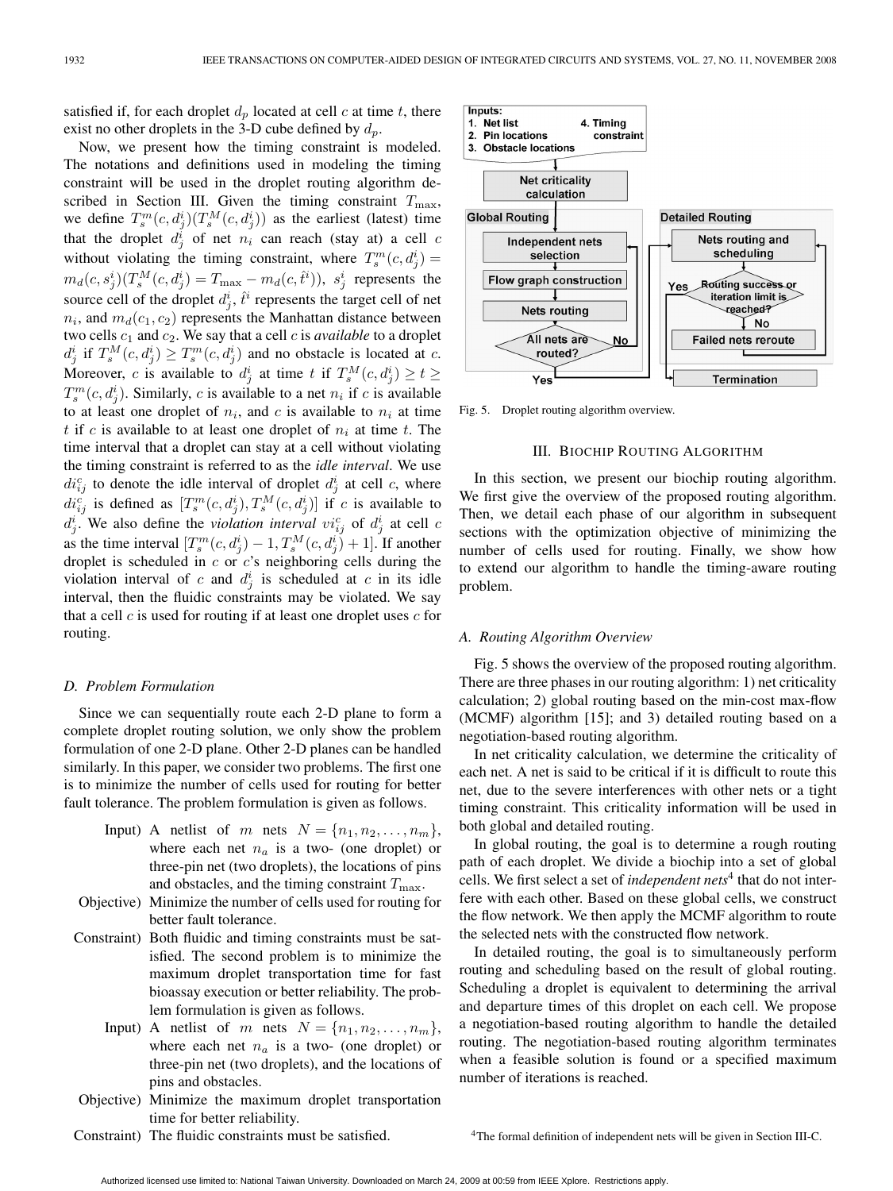satisfied if, for each droplet $d_p$ located at cell $c$ at time $t$, there exist no other droplets in the 3-D cube defined by $d_p$.

Now, we present how the timing constraint is modeled. The notations and definitions used in modeling the timing constraint will be used in the droplet routing algorithm described in Section III. Given the timing constraint $T_{\max}$, we define $T_s^m(c, d_j^i)(T_s^M(c, d_j^i))$ as the earliest (latest) time that the droplet $d_j^i$ of net $n_i$ can reach (stay at) a cell $c$ without violating the timing constraint, where $T_s^m(c, d_j^i) = m_d(c, s_j^i)(T_s^M(c, d_j^i) = T_{\max} - m_d(c, \hat{t}^i))$, $s_j^i$ represents the source cell of the droplet $d_j^i$, $\hat{t}^i$ represents the target cell of net $n_i$, and $m_d(c_1, c_2)$ represents the Manhattan distance between two cells $c_1$ and $c_2$. We say that a cell $c$ is *available* to a droplet $d_j^i$ if $T_s^M(c, d_j^i) \geq T_s^m(c, d_j^i)$ and no obstacle is located at $c$. Moreover, $c$ is available to $d_j^i$ at time $t$ if $T_s^M(c, d_j^i) \geq t \geq T_s^m(c, d_j^i)$. Similarly, $c$ is available to a net $n_i$ if $c$ is available to at least one droplet of $n_i$, and $c$ is available to $n_i$ at time $t$ if $c$ is available to at least one droplet of $n_i$ at time $t$. The time interval that a droplet can stay at a cell without violating the timing constraint is referred to as the *idle interval*. We use $di_{ij}^c$ to denote the idle interval of droplet $d_j^i$ at cell $c$, where $di_{ij}^c$ is defined as $[T_s^m(c, d_j^i), T_s^M(c, d_j^i)]$ if $c$ is available to $d_j^i$. We also define the *violation interval* $vi_{ij}^c$ of $d_j^i$ at cell $c$ as the time interval $[T_s^m(c, d_j^i) - 1, T_s^M(c, d_j^i) + 1]$. If another droplet is scheduled in $c$ or $c$'s neighboring cells during the violation interval of $c$ and $d_j^i$ is scheduled at $c$ in its idle interval, then the fluidic constraints may be violated. We say that a cell $c$ is used for routing if at least one droplet uses $c$ for routing.

### D. Problem Formulation

Since we can sequentially route each 2-D plane to form a complete droplet routing solution, we only show the problem formulation of one 2-D plane. Other 2-D planes can be handled similarly. In this paper, we consider two problems. The first one is to minimize the number of cells used for routing for better fault tolerance. The problem formulation is given as follows.

- Input) A netlist of $m$ nets $N = \{n_1, n_2, \ldots, n_m\}$, where each net $n_a$ is a two- (one droplet) or three-pin net (two droplets), the locations of pins and obstacles, and the timing constraint $T_{\max}$.
- Objective) Minimize the number of cells used for routing for better fault tolerance.
- Constraint) Both fluidic and timing constraints must be satisfied. The second problem is to minimize the maximum droplet transportation time for fast bioassay execution or better reliability. The problem formulation is given as follows.
- Input) A netlist of $m$ nets $N = \{n_1, n_2, \ldots, n_m\}$, where each net $n_a$ is a two- (one droplet) or three-pin net (two droplets), and the locations of pins and obstacles.
- Objective) Minimize the maximum droplet transportation time for better reliability.
- Constraint) The fluidic constraints must be satisfied.

Fig. 5. Droplet routing algorithm overview.

## III. Biochip Routing Algorithm

In this section, we present our biochip routing algorithm. We first give the overview of the proposed routing algorithm. Then, we detail each phase of our algorithm in subsequent sections with the optimization objective of minimizing the number of cells used for routing. Finally, we show how to extend our algorithm to handle the timing-aware routing problem.

### A. Routing Algorithm Overview

Fig. 5 shows the overview of the proposed routing algorithm. There are three phases in our routing algorithm: 1) net criticality calculation; 2) global routing based on the min-cost max-flow (MCMF) algorithm [15]; and 3) detailed routing based on a negotiation-based routing algorithm.

In net criticality calculation, we determine the criticality of each net. A net is said to be critical if it is difficult to route this net, due to the severe interferences with other nets or a tight timing constraint. This criticality information will be used in both global and detailed routing.

In global routing, the goal is to determine a rough routing path of each droplet. We divide a biochip into a set of global cells. We first select a set of *independent nets*[4] that do not interfere with each other. Based on these global cells, we construct the flow network. We then apply the MCMF algorithm to route the selected nets with the constructed flow network.

In detailed routing, the goal is to simultaneously perform routing and scheduling based on the result of global routing. Scheduling a droplet is equivalent to determining the arrival and departure times of this droplet on each cell. We propose a negotiation-based routing algorithm to handle the detailed routing. The negotiation-based routing algorithm terminates when a feasible solution is found or a specified maximum number of iterations is reached.

[4] The formal definition of independent nets will be given in Section III-C.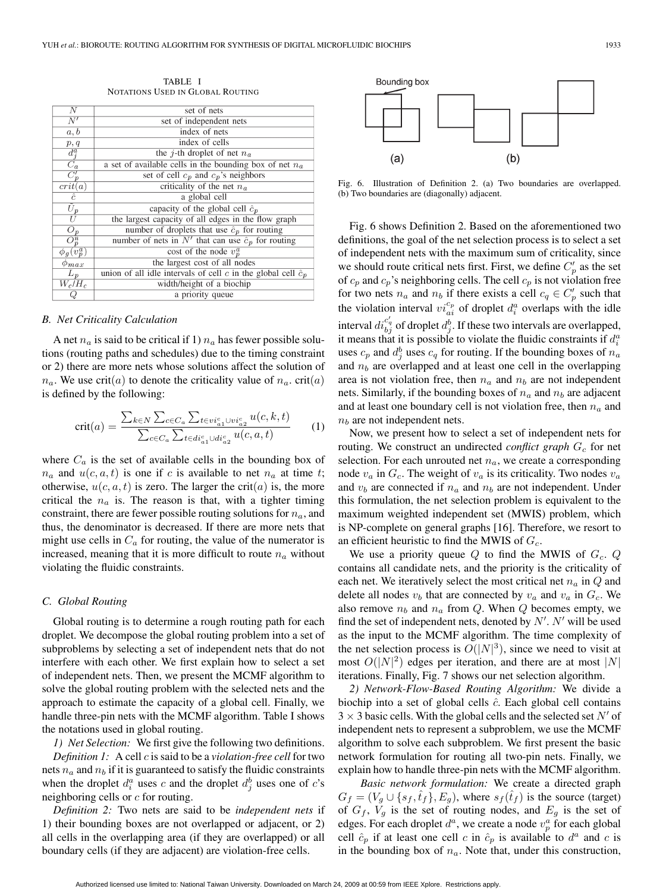TABLE I
NOTATIONS USED IN GLOBAL ROUTING

| | |
|---|---|
| $N$ | set of nets |
| $N'$ | set of independent nets |
| $a, b$ | index of nets |
| $p, q$ | index of cells |
| $d_j^a$ | the $j$-th droplet of net $n_a$ |
| $C_a$ | a set of available cells in the bounding box of net $n_a$ |
| $C_p'$ | set of cell $c_p$ and $c_p$'s neighbors |
| $crit(a)$ | criticality of the net $n_a$ |
| $\hat{c}$ | a global cell |
| $\hat{U}_p$ | capacity of the global cell $\hat{c}_p$ |
| $U$ | the largest capacity of all edges in the flow graph |
| $O_p$ | number of droplets that use $\hat{c}_p$ for routing |
| $O_p^n$ | number of nets in $N'$ that can use $\hat{c}_p$ for routing |
| $\phi_g(v_p^a)$ | cost of the node $v_p^a$ |
| $\phi_{max}$ | the largest cost of all nodes |
| $L_p$ | union of all idle intervals of cell $c$ in the global cell $\hat{c}_p$ |
| $W_c/H_c$ | width/height of a biochip |
| $Q$ | a priority queue |

### B. Net Criticality Calculation

A net $n_a$ is said to be critical if 1) $n_a$ has fewer possible solutions (routing paths and schedules) due to the timing constraint or 2) there are more nets whose solutions affect the solution of $n_a$. We use crit($a$) to denote the criticality value of $n_a$. crit($a$) is defined by the following:

$$\text{crit}(a) = \frac{\sum_{k \in N} \sum_{c \in C_a} \sum_{t \in vi_{a1}^c \cup vi_{a2}^c} u(c,k,t)}{\sum_{c \in C_a} \sum_{t \in di_{a1}^c \cup di_{a2}^c} u(c,a,t)} \quad (1)$$

where $C_a$ is the set of available cells in the bounding box of $n_a$ and $u(c, a, t)$ is one if $c$ is available to net $n_a$ at time $t$; otherwise, $u(c, a, t)$ is zero. The larger the crit($a$) is, the more critical the $n_a$ is. The reason is that, with a tighter timing constraint, there are fewer possible routing solutions for $n_a$, and thus, the denominator is decreased. If there are more nets that might use cells in $C_a$ for routing, the value of the numerator is increased, meaning that it is more difficult to route $n_a$ without violating the fluidic constraints.

### C. Global Routing

Global routing is to determine a rough routing path for each droplet. We decompose the global routing problem into a set of subproblems by selecting a set of independent nets that do not interfere with each other. We first explain how to select a set of independent nets. Then, we present the MCMF algorithm to solve the global routing problem with the selected nets and the approach to estimate the capacity of a global cell. Finally, we handle three-pin nets with the MCMF algorithm. Table I shows the notations used in global routing.

*1) Net Selection:* We first give the following two definitions.

*Definition 1:* A cell $c$ is said to be a *violation-free cell* for two nets $n_a$ and $n_b$ if it is guaranteed to satisfy the fluidic constraints when the droplet $d_i^a$ uses $c$ and the droplet $d_j^b$ uses one of $c$'s neighboring cells or $c$ for routing.

*Definition 2:* Two nets are said to be *independent nets* if 1) their bounding boxes are not overlapped or adjacent, or 2) all cells in the overlapping area (if they are overlapped) or all boundary cells (if they are adjacent) are violation-free cells.

Fig. 6. Illustration of Definition 2. (a) Two boundaries are overlapped. (b) Two boundaries are (diagonally) adjacent.

Fig. 6 shows Definition 2. Based on the aforementioned two definitions, the goal of the net selection process is to select a set of independent nets with the maximum sum of criticality, since we should route critical nets first. First, we define $C_p'$ as the set of $c_p$ and $c_p$'s neighboring cells. The cell $c_p$ is not violation free for two nets $n_a$ and $n_b$ if there exists a cell $c_q \in C_p'$ such that the violation interval $vi_{ai}^{c_p}$ of droplet $d_i^a$ overlaps with the idle interval $di_{bj}^{c_q}$ of droplet $d_j^b$. If these two intervals are overlapped, it means that it is possible to violate the fluidic constraints if $d_i^a$ uses $c_p$ and $d_j^b$ uses $c_q$ for routing. If the bounding boxes of $n_a$ and $n_b$ are overlapped and at least one cell in the overlapping area is not violation free, then $n_a$ and $n_b$ are not independent nets. Similarly, if the bounding boxes of $n_a$ and $n_b$ are adjacent and at least one boundary cell is not violation free, then $n_a$ and $n_b$ are not independent nets.

Now, we present how to select a set of independent nets for routing. We construct an undirected *conflict graph* $G_c$ for net selection. For each unrouted net $n_a$, we create a corresponding node $v_a$ in $G_c$. The weight of $v_a$ is its criticality. Two nodes $v_a$ and $v_b$ are connected if $n_a$ and $n_b$ are not independent. Under this formulation, the net selection problem is equivalent to the maximum weighted independent set (MWIS) problem, which is NP-complete on general graphs [16]. Therefore, we resort to an efficient heuristic to find the MWIS of $G_c$.

We use a priority queue $Q$ to find the MWIS of $G_c$. $Q$ contains all candidate nets, and the priority is the criticality of each net. We iteratively select the most critical net $n_a$ in $Q$ and delete all nodes $v_b$ that are connected by $v_a$ and $v_a$ in $G_c$. We also remove $n_b$ and $n_a$ from $Q$. When $Q$ becomes empty, we find the set of independent nets, denoted by $N'$. $N'$ will be used as the input to the MCMF algorithm. The time complexity of the net selection process is $O(|N|^3)$, since we need to visit at most $O(|N|^2)$ edges per iteration, and there are at most $|N|$ iterations. Finally, Fig. 7 shows our net selection algorithm.

*2) Network-Flow-Based Routing Algorithm:* We divide a biochip into a set of global cells $\hat{c}$. Each global cell contains $3 \times 3$ basic cells. With the global cells and the selected set $N'$ of independent nets to represent a subproblem, we use the MCMF algorithm to solve each subproblem. We first present the basic network formulation for routing all two-pin nets. Finally, we explain how to handle three-pin nets with the MCMF algorithm.

*Basic network formulation:* We create a directed graph $G_f = (V_g \cup \{s_f, \hat{t}_f\}, E_g)$, where $s_f(\hat{t}_f)$ is the source (target) of $G_f$, $V_g$ is the set of routing nodes, and $E_g$ is the set of edges. For each droplet $d^a$, we create a node $v_p^a$ for each global cell $\hat{c}_p$ if at least one cell $c$ in $\hat{c}_p$ is available to $d^a$ and $c$ is in the bounding box of $n_a$. Note that, under this construction,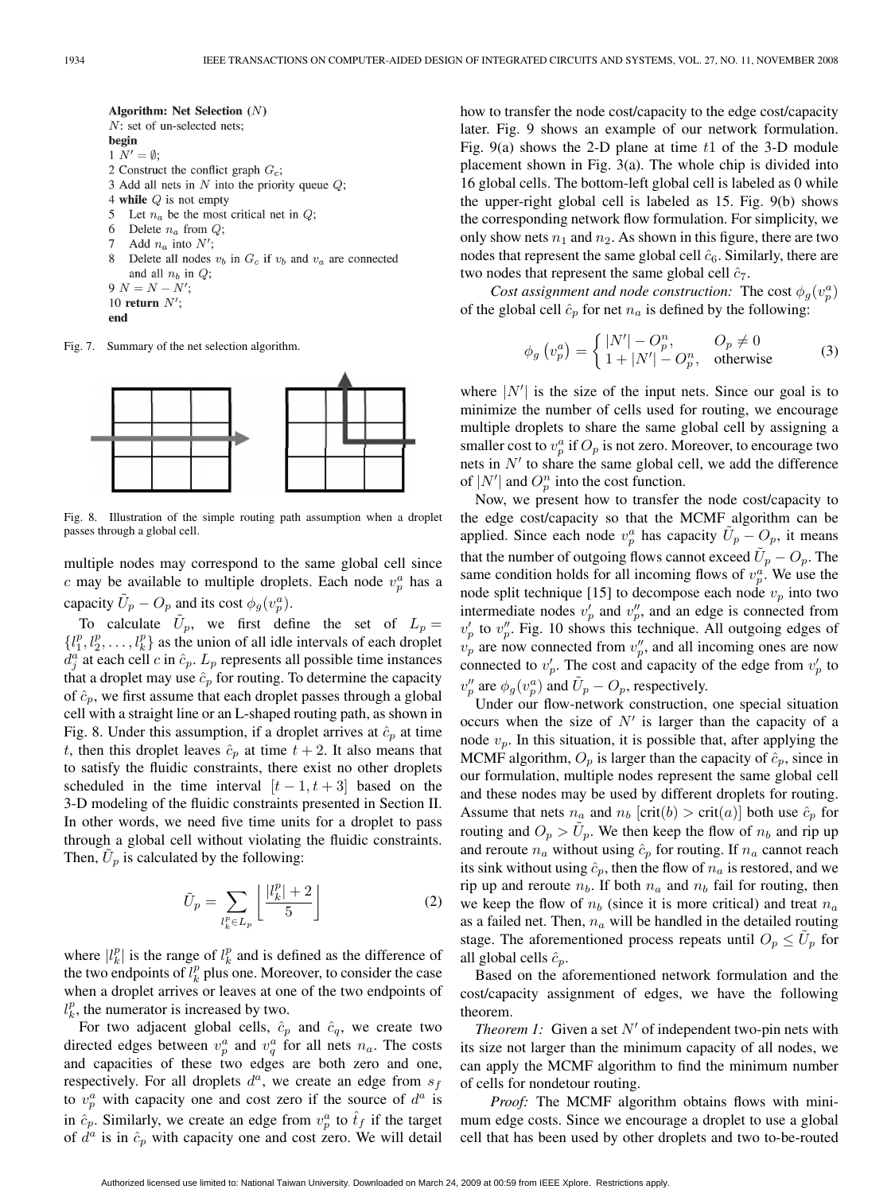**Algorithm: Net Selection** ($N$)
$N$: set of un-selected nets;
**begin**
1 $N' = \emptyset$;
2 Construct the conflict graph $G_c$;
3 Add all nets in $N$ into the priority queue $Q$;
4 **while** $Q$ is not empty
5   Let $n_a$ be the most critical net in $Q$;
6   Delete $n_a$ from $Q$;
7   Add $n_a$ into $N'$;
8   Delete all nodes $v_b$ in $G_c$ if $v_b$ and $v_a$ are connected and all $n_b$ in $Q$;
9 $N = N - N'$;
10 **return** $N'$;
**end**

Fig. 7. Summary of the net selection algorithm.

Fig. 8. Illustration of the simple routing path assumption when a droplet passes through a global cell.

multiple nodes may correspond to the same global cell since $c$ may be available to multiple droplets. Each node $v_p^a$ has a capacity $\tilde{U}_p - O_p$ and its cost $\phi_g(v_p^a)$.

To calculate $\tilde{U}_p$, we first define the set of $L_p = \{l_1^p, l_2^p, \ldots, l_k^p\}$ as the union of all idle intervals of each droplet $d_j^a$ at each cell $c$ in $\hat{c}_p$. $L_p$ represents all possible time instances that a droplet may use $\hat{c}_p$ for routing. To determine the capacity of $\hat{c}_p$, we first assume that each droplet passes through a global cell with a straight line or an L-shaped routing path, as shown in Fig. 8. Under this assumption, if a droplet arrives at $\hat{c}_p$ at time $t$, then this droplet leaves $\hat{c}_p$ at time $t + 2$. It also means that to satisfy the fluidic constraints, there exist no other droplets scheduled in the time interval $[t - 1, t + 3]$ based on the 3-D modeling of the fluidic constraints presented in Section II. In other words, we need five time units for a droplet to pass through a global cell without violating the fluidic constraints. Then, $\tilde{U}_p$ is calculated by the following:

$$\tilde{U}_p = \sum_{l_k^p \in L_p} \left\lfloor \frac{|l_k^p| + 2}{5} \right\rfloor \tag{2}$$

where $|l_k^p|$ is the range of $l_k^p$ and is defined as the difference of the two endpoints of $l_k^p$ plus one. Moreover, to consider the case when a droplet arrives or leaves at one of the two endpoints of $l_k^p$, the numerator is increased by two.

For two adjacent global cells, $\hat{c}_p$ and $\hat{c}_q$, we create two directed edges between $v_p^a$ and $v_q^a$ for all nets $n_a$. The costs and capacities of these two edges are both zero and one, respectively. For all droplets $d^a$, we create an edge from $s_f$ to $v_p^a$ with capacity one and cost zero if the source of $d^a$ is in $\hat{c}_p$. Similarly, we create an edge from $v_p^a$ to $\hat{t}_f$ if the target of $d^a$ is in $\hat{c}_p$ with capacity one and cost zero. We will detail how to transfer the node cost/capacity to the edge cost/capacity later. Fig. 9 shows an example of our network formulation. Fig. 9(a) shows the 2-D plane at time $t1$ of the 3-D module placement shown in Fig. 3(a). The whole chip is divided into 16 global cells. The bottom-left global cell is labeled as 0 while the upper-right global cell is labeled as 15. Fig. 9(b) shows the corresponding network flow formulation. For simplicity, we only show nets $n_1$ and $n_2$. As shown in this figure, there are two nodes that represent the same global cell $\hat{c}_6$. Similarly, there are two nodes that represent the same global cell $\hat{c}_7$.

*Cost assignment and node construction:* The cost $\phi_g(v_p^a)$ of the global cell $\hat{c}_p$ for net $n_a$ is defined by the following:

$$\phi_g\left(v_p^a\right) = \begin{cases} |N'| - O_p^n, & O_p \neq 0 \\ 1 + |N'| - O_p^n, & \text{otherwise} \end{cases} \tag{3}$$

where $|N'|$ is the size of the input nets. Since our goal is to minimize the number of cells used for routing, we encourage multiple droplets to share the same global cell by assigning a smaller cost to $v_p^a$ if $O_p$ is not zero. Moreover, to encourage two nets in $N'$ to share the same global cell, we add the difference of $|N'|$ and $O_p^n$ into the cost function.

Now, we present how to transfer the node cost/capacity to the edge cost/capacity so that the MCMF algorithm can be applied. Since each node $v_p^a$ has capacity $\tilde{U}_p - O_p$, it means that the number of outgoing flows cannot exceed $\tilde{U}_p - O_p$. The same condition holds for all incoming flows of $v_p^a$. We use the node split technique [15] to decompose each node $v_p$ into two intermediate nodes $v_p'$ and $v_p''$, and an edge is connected from $v_p'$ to $v_p''$. Fig. 10 shows this technique. All outgoing edges of $v_p$ are now connected from $v_p''$, and all incoming ones are now connected to $v_p'$. The cost and capacity of the edge from $v_p'$ to $v_p''$ are $\phi_g(v_p^a)$ and $\tilde{U}_p - O_p$, respectively.

Under our flow-network construction, one special situation occurs when the size of $N'$ is larger than the capacity of a node $v_p$. In this situation, it is possible that, after applying the MCMF algorithm, $O_p$ is larger than the capacity of $\hat{c}_p$, since in our formulation, multiple nodes represent the same global cell and these nodes may be used by different droplets for routing. Assume that nets $n_a$ and $n_b$ [crit($b$) > crit($a$)] both use $\hat{c}_p$ for routing and $O_p > \tilde{U}_p$. We then keep the flow of $n_b$ and rip up and reroute $n_a$ without using $\hat{c}_p$ for routing. If $n_a$ cannot reach its sink without using $\hat{c}_p$, then the flow of $n_a$ is restored, and we rip up and reroute $n_b$. If both $n_a$ and $n_b$ fail for routing, then we keep the flow of $n_b$ (since it is more critical) and treat $n_a$ as a failed net. Then, $n_a$ will be handled in the detailed routing stage. The aforementioned process repeats until $O_p \leq \tilde{U}_p$ for all global cells $\hat{c}_p$.

Based on the aforementioned network formulation and the cost/capacity assignment of edges, we have the following theorem.

*Theorem 1:* Given a set $N'$ of independent two-pin nets with its size not larger than the minimum capacity of all nodes, we can apply the MCMF algorithm to find the minimum number of cells for nondetour routing.

*Proof:* The MCMF algorithm obtains flows with minimum edge costs. Since we encourage a droplet to use a global cell that has been used by other droplets and two to-be-routed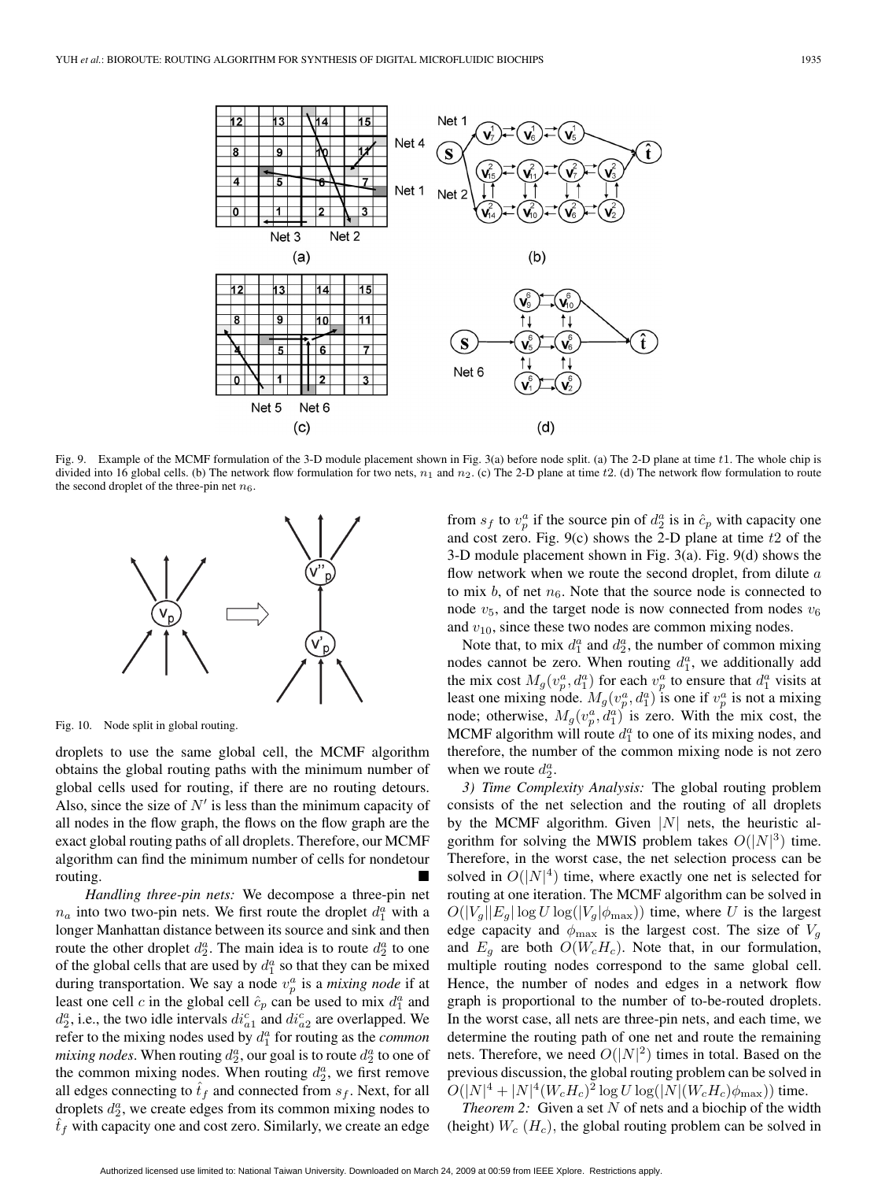Fig. 9. Example of the MCMF formulation of the 3-D module placement shown in Fig. 3(a) before node split. (a) The 2-D plane at time $t1$. The whole chip is divided into 16 global cells. (b) The network flow formulation for two nets, $n_1$ and $n_2$. (c) The 2-D plane at time $t2$. (d) The network flow formulation to route the second droplet of the three-pin net $n_6$.

Fig. 10. Node split in global routing.

droplets to use the same global cell, the MCMF algorithm obtains the global routing paths with the minimum number of global cells used for routing, if there are no routing detours. Also, since the size of $N'$ is less than the minimum capacity of all nodes in the flow graph, the flows on the flow graph are the exact global routing paths of all droplets. Therefore, our MCMF algorithm can find the minimum number of cells for nondetour routing. ■

*Handling three-pin nets:* We decompose a three-pin net $n_a$ into two two-pin nets. We first route the droplet $d_1^a$ with a longer Manhattan distance between its source and sink and then route the other droplet $d_2^a$. The main idea is to route $d_2^a$ to one of the global cells that are used by $d_1^a$ so that they can be mixed during transportation. We say a node $v_p^a$ is a *mixing node* if at least one cell $c$ in the global cell $\hat{c}_p$ can be used to mix $d_1^a$ and $d_2^a$, i.e., the two idle intervals $di_{a1}^c$ and $di_{a2}^c$ are overlapped. We refer to the mixing nodes used by $d_1^a$ for routing as the *common mixing nodes*. When routing $d_2^a$, our goal is to route $d_2^a$ to one of the common mixing nodes. When routing $d_2^a$, we first remove all edges connecting to $\hat{t}_f$ and connected from $s_f$. Next, for all droplets $d_2^a$, we create edges from its common mixing nodes to $\hat{t}_f$ with capacity one and cost zero. Similarly, we create an edge from $s_f$ to $v_p^a$ if the source pin of $d_2^a$ is in $\hat{c}_p$ with capacity one and cost zero. Fig. 9(c) shows the 2-D plane at time $t2$ of the 3-D module placement shown in Fig. 3(a). Fig. 9(d) shows the flow network when we route the second droplet, from dilute $a$ to mix $b$, of net $n_6$. Note that the source node is connected to node $v_5$, and the target node is now connected from nodes $v_6$ and $v_{10}$, since these two nodes are common mixing nodes.

Note that, to mix $d_1^a$ and $d_2^a$, the number of common mixing nodes cannot be zero. When routing $d_1^a$, we additionally add the mix cost $M_g(v_p^a, d_1^a)$ for each $v_p^a$ to ensure that $d_1^a$ visits at least one mixing node. $M_g(v_p^a, d_1^a)$ is one if $v_p^a$ is not a mixing node; otherwise, $M_g(v_p^a, d_1^a)$ is zero. With the mix cost, the MCMF algorithm will route $d_1^a$ to one of its mixing nodes, and therefore, the number of the common mixing node is not zero when we route $d_2^a$.

*3) Time Complexity Analysis:* The global routing problem consists of the net selection and the routing of all droplets by the MCMF algorithm. Given $|N|$ nets, the heuristic algorithm for solving the MWIS problem takes $O(|N|^3)$ time. Therefore, in the worst case, the net selection process can be solved in $O(|N|^4)$ time, where exactly one net is selected for routing at one iteration. The MCMF algorithm can be solved in $O(|V_g||E_g|\log U \log(|V_g|\phi_{\max}))$ time, where $U$ is the largest edge capacity and $\phi_{\max}$ is the largest cost. The size of $V_g$ and $E_g$ are both $O(W_cH_c)$. Note that, in our formulation, multiple routing nodes correspond to the same global cell. Hence, the number of nodes and edges in a network flow graph is proportional to the number of to-be-routed droplets. In the worst case, all nets are three-pin nets, and each time, we determine the routing path of one net and route the remaining nets. Therefore, we need $O(|N|^2)$ times in total. Based on the previous discussion, the global routing problem can be solved in $O(|N|^4 + |N|^4(W_cH_c)^2 \log U \log(|N|(W_cH_c)\phi_{\max}))$ time.

*Theorem 2:* Given a set $N$ of nets and a biochip of the width (height) $W_c$ ($H_c$), the global routing problem can be solved in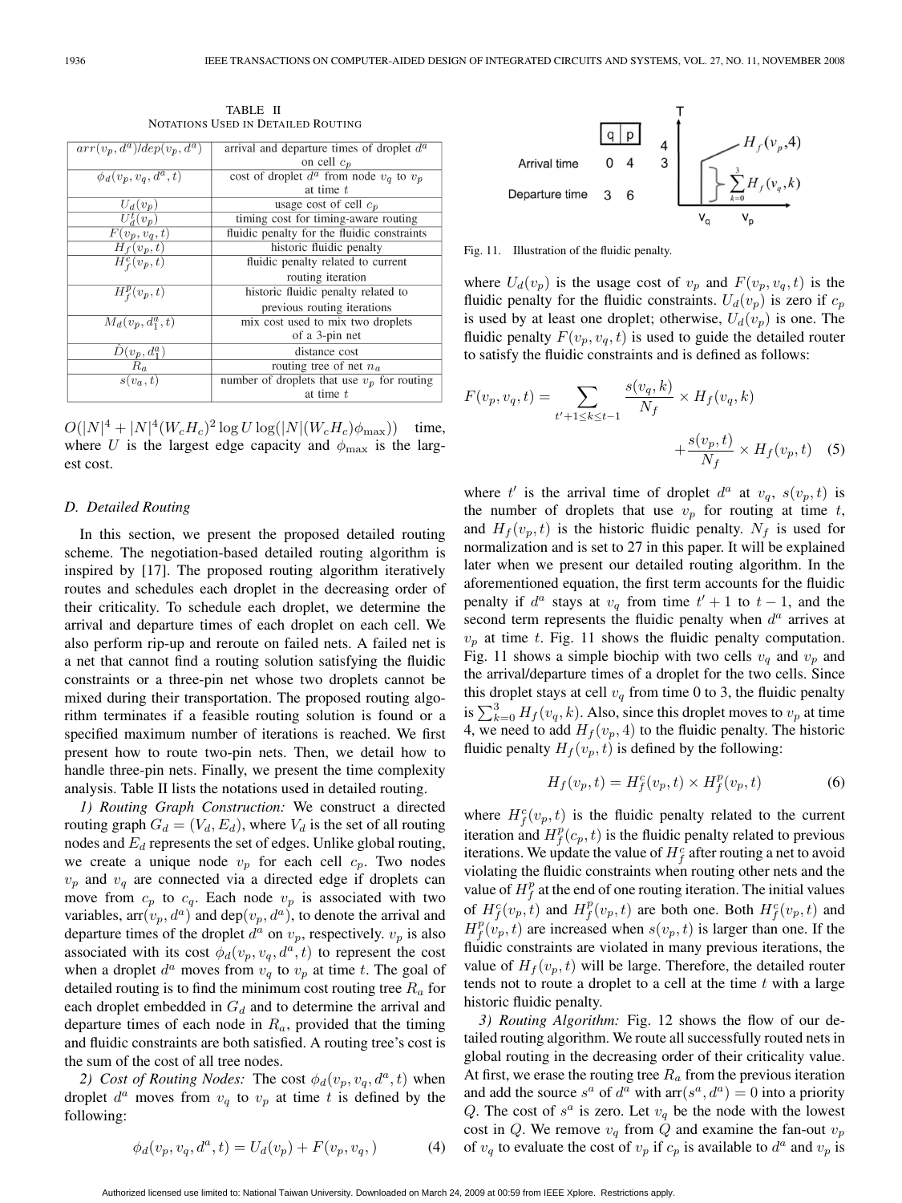TABLE II
NOTATIONS USED IN DETAILED ROUTING

| | |
|---|---|
| $arr(v_p, d^a)/dep(v_p, d^a)$ | arrival and departure times of droplet $d^a$ on cell $c_p$ |
| $\phi_d(v_p, v_q, d^a, t)$ | cost of droplet $d^a$ from node $v_q$ to $v_p$ at time $t$ |
| $U_d(v_p)$ | usage cost of cell $c_p$ |
| $U_d^t(v_p)$ | timing cost for timing-aware routing |
| $F(v_p, v_q, t)$ | fluidic penalty for the fluidic constraints |
| $H_f(v_p, t)$ | historic fluidic penalty |
| $H_f^c(v_p, t)$ | fluidic penalty related to current routing iteration |
| $H_f^p(v_p, t)$ | historic fluidic penalty related to previous routing iterations |
| $M_d(v_p, d_1^a, t)$ | mix cost used to mix two droplets of a 3-pin net |
| $\hat{D}(v_p, d_1^a)$ | distance cost |
| $R_a$ | routing tree of net $n_a$ |
| $s(v_a, t)$ | number of droplets that use $v_p$ for routing at time $t$ |

$O(|N|^4 + |N|^4(W_cH_c)^2 \log U \log(|N|(W_cH_c)\phi_{\max}))$ time, where $U$ is the largest edge capacity and $\phi_{\max}$ is the largest cost.

### D. Detailed Routing

In this section, we present the proposed detailed routing scheme. The negotiation-based detailed routing algorithm is inspired by [17]. The proposed routing algorithm iteratively routes and schedules each droplet in the decreasing order of their criticality. To schedule each droplet, we determine the arrival and departure times of each droplet on each cell. We also perform rip-up and reroute on failed nets. A failed net is a net that cannot find a routing solution satisfying the fluidic constraints or a three-pin net whose two droplets cannot be mixed during their transportation. The proposed routing algorithm terminates if a feasible routing solution is found or a specified maximum number of iterations is reached. We first present how to route two-pin nets. Then, we detail how to handle three-pin nets. Finally, we present the time complexity analysis. Table II lists the notations used in detailed routing.

*1) Routing Graph Construction:* We construct a directed routing graph $G_d = (V_d, E_d)$, where $V_d$ is the set of all routing nodes and $E_d$ represents the set of edges. Unlike global routing, we create a unique node $v_p$ for each cell $c_p$. Two nodes $v_p$ and $v_q$ are connected via a directed edge if droplets can move from $c_p$ to $c_q$. Each node $v_p$ is associated with two variables, $\text{arr}(v_p, d^a)$ and $\text{dep}(v_p, d^a)$, to denote the arrival and departure times of the droplet $d^a$ on $v_p$, respectively. $v_p$ is also associated with its cost $\phi_d(v_p, v_q, d^a, t)$ to represent the cost when a droplet $d^a$ moves from $v_q$ to $v_p$ at time $t$. The goal of detailed routing is to find the minimum cost routing tree $R_a$ for each droplet embedded in $G_d$ and to determine the arrival and departure times of each node in $R_a$, provided that the timing and fluidic constraints are both satisfied. A routing tree's cost is the sum of the cost of all tree nodes.

*2) Cost of Routing Nodes:* The cost $\phi_d(v_p, v_q, d^a, t)$ when droplet $d^a$ moves from $v_q$ to $v_p$ at time $t$ is defined by the following:

$$\phi_d(v_p, v_q, d^a, t) = U_d(v_p) + F(v_p, v_q, ) \quad (4)$$

Fig. 11. Illustration of the fluidic penalty.

where $U_d(v_p)$ is the usage cost of $v_p$ and $F(v_p, v_q, t)$ is the fluidic penalty for the fluidic constraints. $U_d(v_p)$ is zero if $c_p$ is used by at least one droplet; otherwise, $U_d(v_p)$ is one. The fluidic penalty $F(v_p, v_q, t)$ is used to guide the detailed router to satisfy the fluidic constraints and is defined as follows:

$$F(v_p, v_q, t) = \sum_{t'+1 \le k \le t-1} \frac{s(v_q, k)}{N_f} \times H_f(v_q, k) + \frac{s(v_p, t)}{N_f} \times H_f(v_p, t) \quad (5)$$

where $t'$ is the arrival time of droplet $d^a$ at $v_q$, $s(v_p, t)$ is the number of droplets that use $v_p$ for routing at time $t$, and $H_f(v_p, t)$ is the historic fluidic penalty. $N_f$ is used for normalization and is set to 27 in this paper. It will be explained later when we present our detailed routing algorithm. In the aforementioned equation, the first term accounts for the fluidic penalty if $d^a$ stays at $v_q$ from time $t' + 1$ to $t - 1$, and the second term represents the fluidic penalty when $d^a$ arrives at $v_p$ at time $t$. Fig. 11 shows the fluidic penalty computation. Fig. 11 shows a simple biochip with two cells $v_q$ and $v_p$ and the arrival/departure times of a droplet for the two cells. Since this droplet stays at cell $v_q$ from time 0 to 3, the fluidic penalty is $\sum_{k=0}^{3} H_f(v_q, k)$. Also, since this droplet moves to $v_p$ at time 4, we need to add $H_f(v_p, 4)$ to the fluidic penalty. The historic fluidic penalty $H_f(v_p, t)$ is defined by the following:

$$H_f(v_p, t) = H_f^c(v_p, t) \times H_f^p(v_p, t) \quad (6)$$

where $H_f^c(v_p, t)$ is the fluidic penalty related to the current iteration and $H_f^p(c_p, t)$ is the fluidic penalty related to previous iterations. We update the value of $H_f^c$ after routing a net to avoid violating the fluidic constraints when routing other nets and the value of $H_f^p$ at the end of one routing iteration. The initial values of $H_f^c(v_p, t)$ and $H_f^p(v_p, t)$ are both one. Both $H_f^c(v_p, t)$ and $H_f^p(v_p, t)$ are increased when $s(v_p, t)$ is larger than one. If the fluidic constraints are violated in many previous iterations, the value of $H_f(v_p, t)$ will be large. Therefore, the detailed router tends not to route a droplet to a cell at the time $t$ with a large historic fluidic penalty.

*3) Routing Algorithm:* Fig. 12 shows the flow of our detailed routing algorithm. We route all successfully routed nets in global routing in the decreasing order of their criticality value. At first, we erase the routing tree $R_a$ from the previous iteration and add the source $s^a$ of $d^a$ with $\text{arr}(s^a, d^a) = 0$ into a priority $Q$. The cost of $s^a$ is zero. Let $v_q$ be the node with the lowest cost in $Q$. We remove $v_q$ from $Q$ and examine the fan-out $v_p$ of $v_q$ to evaluate the cost of $v_p$ if $c_p$ is available to $d^a$ and $v_p$ is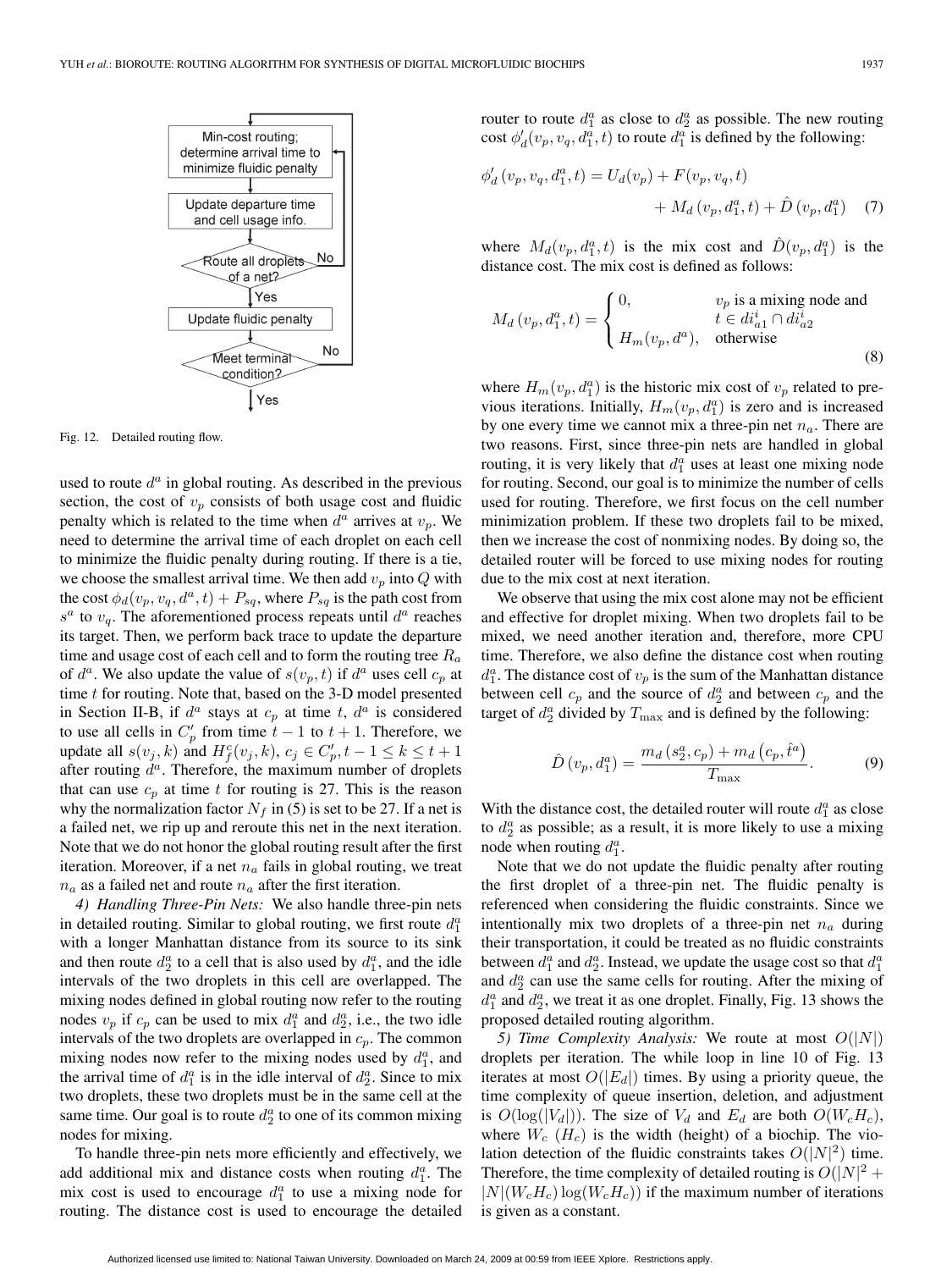Min-cost routing; determine arrival time to minimize fluidic penalty

Update departure time and cell usage info.

Route all droplets of a net? — No / Yes

Update fluidic penalty

Meet terminal condition? — No / Yes

Fig. 12. Detailed routing flow.

used to route $d^a$ in global routing. As described in the previous section, the cost of $v_p$ consists of both usage cost and fluidic penalty which is related to the time when $d^a$ arrives at $v_p$. We need to determine the arrival time of each droplet on each cell to minimize the fluidic penalty during routing. If there is a tie, we choose the smallest arrival time. We then add $v_p$ into $Q$ with the cost $\phi_d(v_p, v_q, d^a, t) + P_{sq}$, where $P_{sq}$ is the path cost from $s^a$ to $v_q$. The aforementioned process repeats until $d^a$ reaches its target. Then, we perform back trace to update the departure time and usage cost of each cell and to form the routing tree $R_a$ of $d^a$. We also update the value of $s(v_p, t)$ if $d^a$ uses cell $c_p$ at time $t$ for routing. Note that, based on the 3-D model presented in Section II-B, if $d^a$ stays at $c_p$ at time $t$, $d^a$ is considered to use all cells in $C'_p$ from time $t-1$ to $t+1$. Therefore, we update all $s(v_j, k)$ and $H^c_f(v_j, k)$, $c_j \in C'_p, t-1 \leq k \leq t+1$ after routing $d^a$. Therefore, the maximum number of droplets that can use $c_p$ at time $t$ for routing is 27. This is the reason why the normalization factor $N_f$ in (5) is set to be 27. If a net is a failed net, we rip up and reroute this net in the next iteration. Note that we do not honor the global routing result after the first iteration. Moreover, if a net $n_a$ fails in global routing, we treat $n_a$ as a failed net and route $n_a$ after the first iteration.

*4) Handling Three-Pin Nets:* We also handle three-pin nets in detailed routing. Similar to global routing, we first route $d^a_1$ with a longer Manhattan distance from its source to its sink and then route $d^a_2$ to a cell that is also used by $d^a_1$, and the idle intervals of the two droplets in this cell are overlapped. The mixing nodes defined in global routing now refer to the routing nodes $v_p$ if $c_p$ can be used to mix $d^a_1$ and $d^a_2$, i.e., the two idle intervals of the two droplets are overlapped in $c_p$. The common mixing nodes now refer to the mixing nodes used by $d^a_1$, and the arrival time of $d^a_1$ is in the idle interval of $d^a_2$. Since to mix two droplets, these two droplets must be in the same cell at the same time. Our goal is to route $d^a_2$ to one of its common mixing nodes for mixing.

To handle three-pin nets more efficiently and effectively, we add additional mix and distance costs when routing $d^a_1$. The mix cost is used to encourage $d^a_1$ to use a mixing node for routing. The distance cost is used to encourage the detailed router to route $d^a_1$ as close to $d^a_2$ as possible. The new routing cost $\phi'_d(v_p, v_q, d^a_1, t)$ to route $d^a_1$ is defined by the following:

$$\phi'_d\left(v_p, v_q, d^a_1, t\right) = U_d(v_p) + F(v_p, v_q, t) + M_d\left(v_p, d^a_1, t\right) + \hat{D}\left(v_p, d^a_1\right) \quad (7)$$

where $M_d(v_p, d^a_1, t)$ is the mix cost and $\hat{D}(v_p, d^a_1)$ is the distance cost. The mix cost is defined as follows:

$$M_d\left(v_p, d^a_1, t\right) = \begin{cases} 0, & v_p \text{ is a mixing node and } t \in di^i_{a1} \cap di^i_{a2} \\ H_m(v_p, d^a), & \text{otherwise} \end{cases} \quad (8)$$

where $H_m(v_p, d^a_1)$ is the historic mix cost of $v_p$ related to previous iterations. Initially, $H_m(v_p, d^a_1)$ is zero and is increased by one every time we cannot mix a three-pin net $n_a$. There are two reasons. First, since three-pin nets are handled in global routing, it is very likely that $d^a_1$ uses at least one mixing node for routing. Second, our goal is to minimize the number of cells used for routing. Therefore, we first focus on the cell number minimization problem. If these two droplets fail to be mixed, then we increase the cost of nonmixing nodes. By doing so, the detailed router will be forced to use mixing nodes for routing due to the mix cost at next iteration.

We observe that using the mix cost alone may not be efficient and effective for droplet mixing. When two droplets fail to be mixed, we need another iteration and, therefore, more CPU time. Therefore, we also define the distance cost when routing $d^a_1$. The distance cost of $v_p$ is the sum of the Manhattan distance between cell $c_p$ and the source of $d^a_2$ and between $c_p$ and the target of $d^a_2$ divided by $T_{\max}$ and is defined by the following:

$$\hat{D}\left(v_p, d^a_1\right) = \frac{m_d\left(s^a_2, c_p\right) + m_d\left(c_p, \hat{t}^a\right)}{T_{\max}}. \quad (9)$$

With the distance cost, the detailed router will route $d^a_1$ as close to $d^a_2$ as possible; as a result, it is more likely to use a mixing node when routing $d^a_1$.

Note that we do not update the fluidic penalty after routing the first droplet of a three-pin net. The fluidic penalty is referenced when considering the fluidic constraints. Since we intentionally mix two droplets of a three-pin net $n_a$ during their transportation, it could be treated as no fluidic constraints between $d^a_1$ and $d^a_2$. Instead, we update the usage cost so that $d^a_1$ and $d^a_2$ can use the same cells for routing. After the mixing of $d^a_1$ and $d^a_2$, we treat it as one droplet. Finally, Fig. 13 shows the proposed detailed routing algorithm.

*5) Time Complexity Analysis:* We route at most $O(|N|)$ droplets per iteration. The while loop in line 10 of Fig. 13 iterates at most $O(|E_d|)$ times. By using a priority queue, the time complexity of queue insertion, deletion, and adjustment is $O(\log(|V_d|))$. The size of $V_d$ and $E_d$ are both $O(W_c H_c)$, where $W_c$ ($H_c$) is the width (height) of a biochip. The violation detection of the fluidic constraints takes $O(|N|^2)$ time. Therefore, the time complexity of detailed routing is $O(|N|^2 + |N|(W_c H_c)\log(W_c H_c))$ if the maximum number of iterations is given as a constant.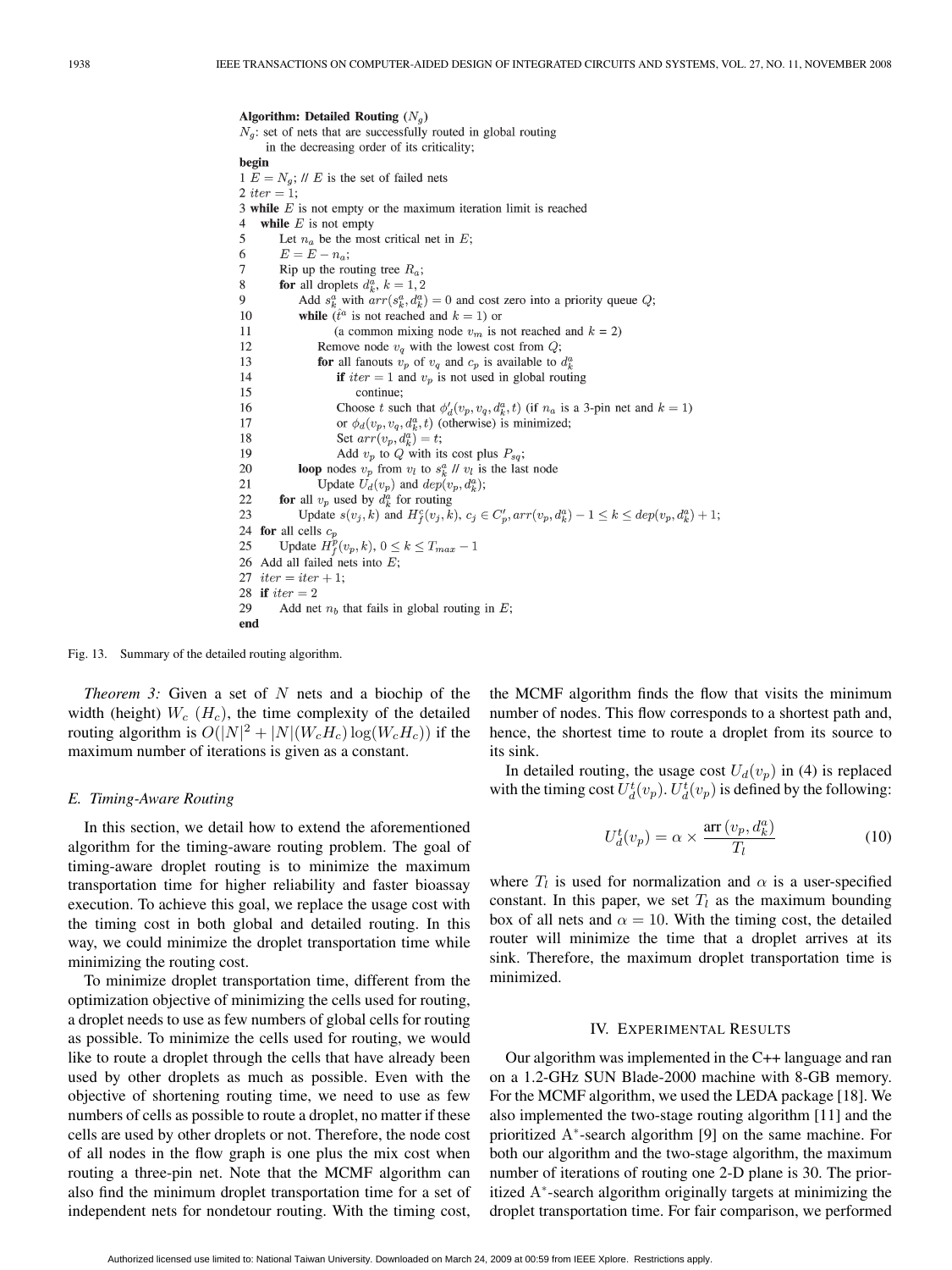**Algorithm: Detailed Routing** ($N_g$)

$N_g$: set of nets that are successfully routed in global routing in the decreasing order of its criticality;

```
begin
1  E = N_g; // E is the set of failed nets
2  iter = 1;
3  while E is not empty or the maximum iteration limit is reached
4    while E is not empty
5      Let n_a be the most critical net in E;
6      E = E - n_a;
7      Rip up the routing tree R_a;
8      for all droplets d_k^a, k = 1, 2
9        Add s_k^a with arr(s_k^a, d_k^a) = 0 and cost zero into a priority queue Q;
10       while (t^a is not reached and k = 1) or
11             (a common mixing node v_m is not reached and k = 2)
12         Remove node v_q with the lowest cost from Q;
13         for all fanouts v_p of v_q and c_p is available to d_k^a
14           if iter = 1 and v_p is not used in global routing
15             continue;
16           Choose t such that φ'_d(v_p, v_q, d_k^a, t) (if n_a is a 3-pin net and k = 1)
17           or φ_d(v_p, v_q, d_k^a, t) (otherwise) is minimized;
18           Set arr(v_p, d_k^a) = t;
19           Add v_p to Q with its cost plus P_sq;
20       loop nodes v_p from v_l to s_k^a // v_l is the last node
21         Update U_d(v_p) and dep(v_p, d_k^a);
22     for all v_p used by d_k^a for routing
23       Update s(v_j, k) and H_f^c(v_j, k), c_j ∈ C'_p, arr(v_p, d_k^a) - 1 ≤ k ≤ dep(v_p, d_k^a) + 1;
24   for all cells c_p
25     Update H_f^p(v_p, k), 0 ≤ k ≤ T_max - 1
26   Add all failed nets into E;
27   iter = iter + 1;
28   if iter = 2
29     Add net n_b that fails in global routing in E;
end
```

Fig. 13. Summary of the detailed routing algorithm.

*Theorem 3:* Given a set of $N$ nets and a biochip of the width (height) $W_c$ ($H_c$), the time complexity of the detailed routing algorithm is $O(|N|^2 + |N|(W_c H_c)\log(W_c H_c))$ if the maximum number of iterations is given as a constant.

### E. Timing-Aware Routing

In this section, we detail how to extend the aforementioned algorithm for the timing-aware routing problem. The goal of timing-aware droplet routing is to minimize the maximum transportation time for higher reliability and faster bioassay execution. To achieve this goal, we replace the usage cost with the timing cost in both global and detailed routing. In this way, we could minimize the droplet transportation time while minimizing the routing cost.

To minimize droplet transportation time, different from the optimization objective of minimizing the cells used for routing, a droplet needs to use as few numbers of global cells for routing as possible. To minimize the cells used for routing, we would like to route a droplet through the cells that have already been used by other droplets as much as possible. Even with the objective of shortening routing time, we need to use as few numbers of cells as possible to route a droplet, no matter if these cells are used by other droplets or not. Therefore, the node cost of all nodes in the flow graph is one plus the mix cost when routing a three-pin net. Note that the MCMF algorithm can also find the minimum droplet transportation time for a set of independent nets for nondetour routing. With the timing cost, the MCMF algorithm finds the flow that visits the minimum number of nodes. This flow corresponds to a shortest path and, hence, the shortest time to route a droplet from its source to its sink.

In detailed routing, the usage cost $U_d(v_p)$ in (4) is replaced with the timing cost $U_d^t(v_p)$. $U_d^t(v_p)$ is defined by the following:

$$U_d^t(v_p) = \alpha \times \frac{\text{arr}\,(v_p, d_k^a)}{T_l} \tag{10}$$

where $T_l$ is used for normalization and $\alpha$ is a user-specified constant. In this paper, we set $T_l$ as the maximum bounding box of all nets and $\alpha = 10$. With the timing cost, the detailed router will minimize the time that a droplet arrives at its sink. Therefore, the maximum droplet transportation time is minimized.

## IV. Experimental Results

Our algorithm was implemented in the C++ language and ran on a 1.2-GHz SUN Blade-2000 machine with 8-GB memory. For the MCMF algorithm, we used the LEDA package [18]. We also implemented the two-stage routing algorithm [11] and the prioritized A*-search algorithm [9] on the same machine. For both our algorithm and the two-stage algorithm, the maximum number of iterations of routing one 2-D plane is 30. The prioritized A*-search algorithm originally targets at minimizing the droplet transportation time. For fair comparison, we performed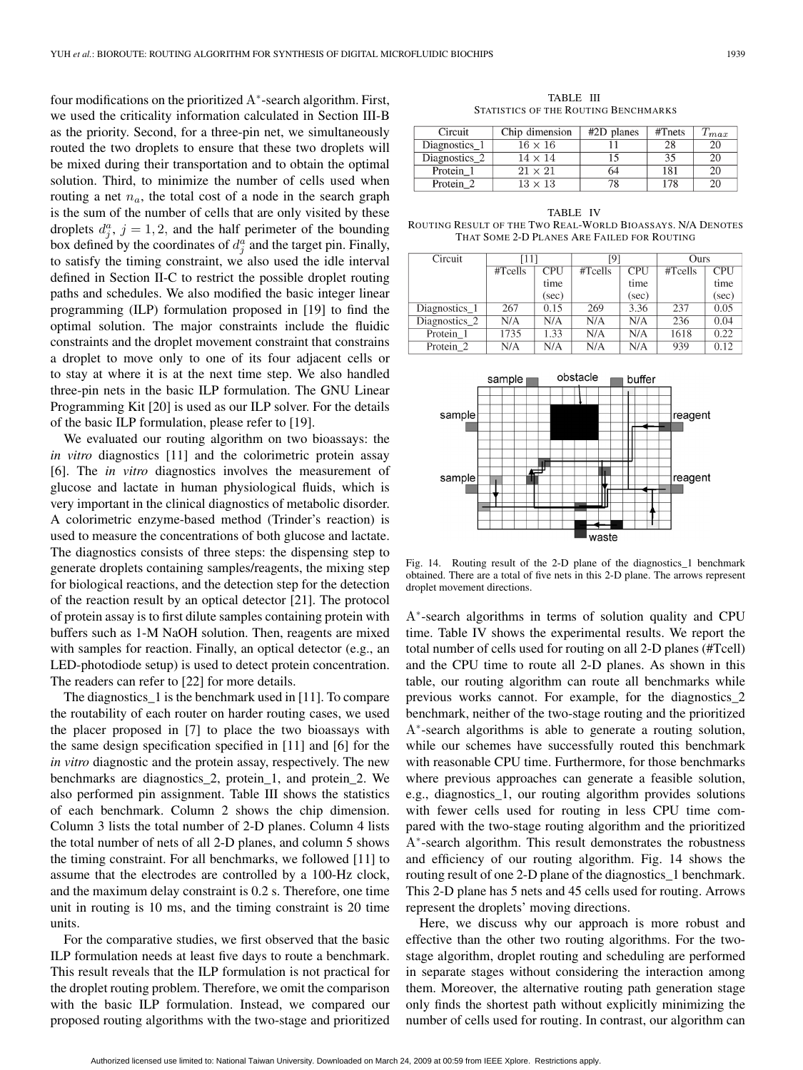four modifications on the prioritized A*-search algorithm. First, we used the criticality information calculated in Section III-B as the priority. Second, for a three-pin net, we simultaneously routed the two droplets to ensure that these two droplets will be mixed during their transportation and to obtain the optimal solution. Third, to minimize the number of cells used when routing a net $n_a$, the total cost of a node in the search graph is the sum of the number of cells that are only visited by these droplets $d_j^a$, $j = 1, 2$, and the half perimeter of the bounding box defined by the coordinates of $d_j^a$ and the target pin. Finally, to satisfy the timing constraint, we also used the idle interval defined in Section II-C to restrict the possible droplet routing paths and schedules. We also modified the basic integer linear programming (ILP) formulation proposed in [19] to find the optimal solution. The major constraints include the fluidic constraints and the droplet movement constraint that constrains a droplet to move only to one of its four adjacent cells or to stay at where it is at the next time step. We also handled three-pin nets in the basic ILP formulation. The GNU Linear Programming Kit [20] is used as our ILP solver. For the details of the basic ILP formulation, please refer to [19].

We evaluated our routing algorithm on two bioassays: the *in vitro* diagnostics [11] and the colorimetric protein assay [6]. The *in vitro* diagnostics involves the measurement of glucose and lactate in human physiological fluids, which is very important in the clinical diagnostics of metabolic disorder. A colorimetric enzyme-based method (Trinder's reaction) is used to measure the concentrations of both glucose and lactate. The diagnostics consists of three steps: the dispensing step to generate droplets containing samples/reagents, the mixing step for biological reactions, and the detection step for the detection of the reaction result by an optical detector [21]. The protocol of protein assay is to first dilute samples containing protein with buffers such as 1-M NaOH solution. Then, reagents are mixed with samples for reaction. Finally, an optical detector (e.g., an LED-photodiode setup) is used to detect protein concentration. The readers can refer to [22] for more details.

The diagnostics_1 is the benchmark used in [11]. To compare the routability of each router on harder routing cases, we used the placer proposed in [7] to place the two bioassays with the same design specification specified in [11] and [6] for the *in vitro* diagnostic and the protein assay, respectively. The new benchmarks are diagnostics_2, protein_1, and protein_2. We also performed pin assignment. Table III shows the statistics of each benchmark. Column 2 shows the chip dimension. Column 3 lists the total number of 2-D planes. Column 4 lists the total number of nets of all 2-D planes, and column 5 shows the timing constraint. For all benchmarks, we followed [11] to assume that the electrodes are controlled by a 100-Hz clock, and the maximum delay constraint is 0.2 s. Therefore, one time unit in routing is 10 ms, and the timing constraint is 20 time units.

For the comparative studies, we first observed that the basic ILP formulation needs at least five days to route a benchmark. This result reveals that the ILP formulation is not practical for the droplet routing problem. Therefore, we omit the comparison with the basic ILP formulation. Instead, we compared our proposed routing algorithms with the two-stage and prioritized A*-search algorithms in terms of solution quality and CPU time. Table IV shows the experimental results. We report the total number of cells used for routing on all 2-D planes (#Tcell) and the CPU time to route all 2-D planes. As shown in this table, our routing algorithm can route all benchmarks while previous works cannot. For example, for the diagnostics_2 benchmark, neither of the two-stage routing and the prioritized A*-search algorithms is able to generate a routing solution, while our schemes have successfully routed this benchmark with reasonable CPU time. Furthermore, for those benchmarks where previous approaches can generate a feasible solution, e.g., diagnostics_1, our routing algorithm provides solutions with fewer cells used for routing in less CPU time compared with the two-stage routing algorithm and the prioritized A*-search algorithm. This result demonstrates the robustness and efficiency of our routing algorithm. Fig. 14 shows the routing result of one 2-D plane of the diagnostics_1 benchmark. This 2-D plane has 5 nets and 45 cells used for routing. Arrows represent the droplets' moving directions.

Here, we discuss why our approach is more robust and effective than the other two routing algorithms. For the two-stage algorithm, droplet routing and scheduling are performed in separate stages without considering the interaction among them. Moreover, the alternative routing path generation stage only finds the shortest path without explicitly minimizing the number of cells used for routing. In contrast, our algorithm can

TABLE III
STATISTICS OF THE ROUTING BENCHMARKS

| Circuit | Chip dimension | #2D planes | #Tnets | $T_{max}$ |
|---|---|---|---|---|
| Diagnostics_1 | $16 \times 16$ | 11 | 28 | 20 |
| Diagnostics_2 | $14 \times 14$ | 15 | 35 | 20 |
| Protein_1 | $21 \times 21$ | 64 | 181 | 20 |
| Protein_2 | $13 \times 13$ | 78 | 178 | 20 |

TABLE IV
ROUTING RESULT OF THE TWO REAL-WORLD BIOASSAYS. N/A DENOTES THAT SOME 2-D PLANES ARE FAILED FOR ROUTING

| Circuit | [11] | | [9] | | Ours | |
|---|---|---|---|---|---|---|
| | #Tcells | CPU time (sec) | #Tcells | CPU time (sec) | #Tcells | CPU time (sec) |
| Diagnostics_1 | 267 | 0.15 | 269 | 3.36 | 237 | 0.05 |
| Diagnostics_2 | N/A | N/A | N/A | N/A | 236 | 0.04 |
| Protein_1 | 1735 | 1.33 | N/A | N/A | 1618 | 0.22 |
| Protein_2 | N/A | N/A | N/A | N/A | 939 | 0.12 |

Fig. 14. Routing result of the 2-D plane of the diagnostics_1 benchmark obtained. There are a total of five nets in this 2-D plane. The arrows represent droplet movement directions.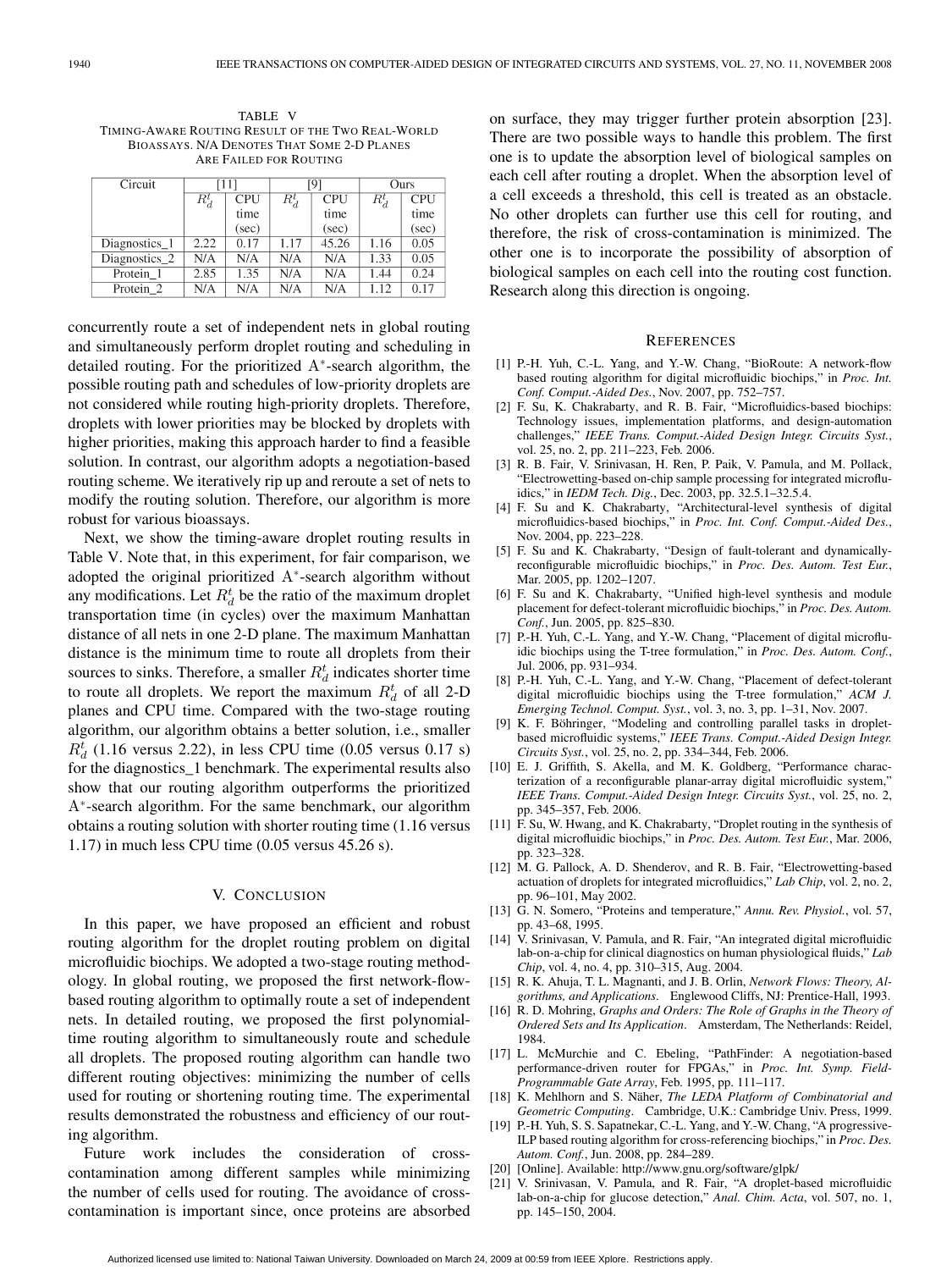TABLE V
TIMING-AWARE ROUTING RESULT OF THE TWO REAL-WORLD BIOASSAYS. N/A DENOTES THAT SOME 2-D PLANES ARE FAILED FOR ROUTING

| Circuit | [11] | | [9] | | Ours | |
|---|---|---|---|---|---|---|
| | $R_d^t$ | CPU time (sec) | $R_d^t$ | CPU time (sec) | $R_d^t$ | CPU time (sec) |
| Diagnostics_1 | 2.22 | 0.17 | 1.17 | 45.26 | 1.16 | 0.05 |
| Diagnostics_2 | N/A | N/A | N/A | N/A | 1.33 | 0.05 |
| Protein_1 | 2.85 | 1.35 | N/A | N/A | 1.44 | 0.24 |
| Protein_2 | N/A | N/A | N/A | N/A | 1.12 | 0.17 |

concurrently route a set of independent nets in global routing and simultaneously perform droplet routing and scheduling in detailed routing. For the prioritized A*-search algorithm, the possible routing path and schedules of low-priority droplets are not considered while routing high-priority droplets. Therefore, droplets with lower priorities may be blocked by droplets with higher priorities, making this approach harder to find a feasible solution. In contrast, our algorithm adopts a negotiation-based routing scheme. We iteratively rip up and reroute a set of nets to modify the routing solution. Therefore, our algorithm is more robust for various bioassays.

Next, we show the timing-aware droplet routing results in Table V. Note that, in this experiment, for fair comparison, we adopted the original prioritized A*-search algorithm without any modifications. Let $R_d^t$ be the ratio of the maximum droplet transportation time (in cycles) over the maximum Manhattan distance of all nets in one 2-D plane. The maximum Manhattan distance is the minimum time to route all droplets from their sources to sinks. Therefore, a smaller $R_d^t$ indicates shorter time to route all droplets. We report the maximum $R_d^t$ of all 2-D planes and CPU time. Compared with the two-stage routing algorithm, our algorithm obtains a better solution, i.e., smaller $R_d^t$ (1.16 versus 2.22), in less CPU time (0.05 versus 0.17 s) for the diagnostics_1 benchmark. The experimental results also show that our routing algorithm outperforms the prioritized A*-search algorithm. For the same benchmark, our algorithm obtains a routing solution with shorter routing time (1.16 versus 1.17) in much less CPU time (0.05 versus 45.26 s).

## V. Conclusion

In this paper, we have proposed an efficient and robust routing algorithm for the droplet routing problem on digital microfluidic biochips. We adopted a two-stage routing methodology. In global routing, we proposed the first network-flow-based routing algorithm to optimally route a set of independent nets. In detailed routing, we proposed the first polynomial-time routing algorithm to simultaneously route and schedule all droplets. The proposed routing algorithm can handle two different routing objectives: minimizing the number of cells used for routing or shortening routing time. The experimental results demonstrated the robustness and efficiency of our routing algorithm.

Future work includes the consideration of cross-contamination among different samples while minimizing the number of cells used for routing. The avoidance of cross-contamination is important since, once proteins are absorbed on surface, they may trigger further protein absorption [23]. There are two possible ways to handle this problem. The first one is to update the absorption level of biological samples on each cell after routing a droplet. When the absorption level of a cell exceeds a threshold, this cell is treated as an obstacle. No other droplets can further use this cell for routing, and therefore, the risk of cross-contamination is minimized. The other one is to incorporate the possibility of absorption of biological samples on each cell into the routing cost function. Research along this direction is ongoing.

## References

[1] P.-H. Yuh, C.-L. Yang, and Y.-W. Chang, "BioRoute: A network-flow based routing algorithm for digital microfluidic biochips," in *Proc. Int. Conf. Comput.-Aided Des.*, Nov. 2007, pp. 752–757.

[2] F. Su, K. Chakrabarty, and R. B. Fair, "Microfluidics-based biochips: Technology issues, implementation platforms, and design-automation challenges," *IEEE Trans. Comput.-Aided Design Integr. Circuits Syst.*, vol. 25, no. 2, pp. 211–223, Feb. 2006.

[3] R. B. Fair, V. Srinivasan, H. Ren, P. Paik, V. Pamula, and M. Pollack, "Electrowetting-based on-chip sample processing for integrated microfluidics," in *IEDM Tech. Dig.*, Dec. 2003, pp. 32.5.1–32.5.4.

[4] F. Su and K. Chakrabarty, "Architectural-level synthesis of digital microfluidics-based biochips," in *Proc. Int. Conf. Comput.-Aided Des.*, Nov. 2004, pp. 223–228.

[5] F. Su and K. Chakrabarty, "Design of fault-tolerant and dynamically-reconfigurable microfluidic biochips," in *Proc. Des. Autom. Test Eur.*, Mar. 2005, pp. 1202–1207.

[6] F. Su and K. Chakrabarty, "Unified high-level synthesis and module placement for defect-tolerant microfluidic biochips," in *Proc. Des. Autom. Conf.*, Jun. 2005, pp. 825–830.

[7] P.-H. Yuh, C.-L. Yang, and Y.-W. Chang, "Placement of digital microfluidic biochips using the T-tree formulation," in *Proc. Des. Autom. Conf.*, Jul. 2006, pp. 931–934.

[8] P.-H. Yuh, C.-L. Yang, and Y.-W. Chang, "Placement of defect-tolerant digital microfluidic biochips using the T-tree formulation," *ACM J. Emerging Technol. Comput. Syst.*, vol. 3, no. 3, pp. 1–31, Nov. 2007.

[9] K. F. Böhringer, "Modeling and controlling parallel tasks in droplet-based microfluidic systems," *IEEE Trans. Comput.-Aided Design Integr. Circuits Syst.*, vol. 25, no. 2, pp. 334–344, Feb. 2006.

[10] E. J. Griffith, S. Akella, and M. K. Goldberg, "Performance characterization of a reconfigurable planar-array digital microfluidic system," *IEEE Trans. Comput.-Aided Design Integr. Circuits Syst.*, vol. 25, no. 2, pp. 345–357, Feb. 2006.

[11] F. Su, W. Hwang, and K. Chakrabarty, "Droplet routing in the synthesis of digital microfluidic biochips," in *Proc. Des. Autom. Test Eur.*, Mar. 2006, pp. 323–328.

[12] M. G. Pallock, A. D. Shenderov, and R. B. Fair, "Electrowetting-based actuation of droplets for integrated microfluidics," *Lab Chip*, vol. 2, no. 2, pp. 96–101, May 2002.

[13] G. N. Somero, "Proteins and temperature," *Annu. Rev. Physiol.*, vol. 57, pp. 43–68, 1995.

[14] V. Srinivasan, V. Pamula, and R. Fair, "An integrated digital microfluidic lab-on-a-chip for clinical diagnostics on human physiological fluids," *Lab Chip*, vol. 4, no. 4, pp. 310–315, Aug. 2004.

[15] R. K. Ahuja, T. L. Magnanti, and J. B. Orlin, *Network Flows: Theory, Algorithms, and Applications*. Englewood Cliffs, NJ: Prentice-Hall, 1993.

[16] R. D. Mohring, *Graphs and Orders: The Role of Graphs in the Theory of Ordered Sets and Its Application*. Amsterdam, The Netherlands: Reidel, 1984.

[17] L. McMurchie and C. Ebeling, "PathFinder: A negotiation-based performance-driven router for FPGAs," in *Proc. Int. Symp. Field-Programmable Gate Array*, Feb. 1995, pp. 111–117.

[18] K. Mehlhorn and S. Näher, *The LEDA Platform of Combinatorial and Geometric Computing*. Cambridge, U.K.: Cambridge Univ. Press, 1999.

[19] P.-H. Yuh, S. S. Sapatnekar, C.-L. Yang, and Y.-W. Chang, "A progressive-ILP based routing algorithm for cross-referencing biochips," in *Proc. Des. Autom. Conf.*, Jun. 2008, pp. 284–289.

[20] [Online]. Available: http://www.gnu.org/software/glpk/

[21] V. Srinivasan, V. Pamula, and R. Fair, "A droplet-based microfluidic lab-on-a-chip for glucose detection," *Anal. Chim. Acta*, vol. 507, no. 1, pp. 145–150, 2004.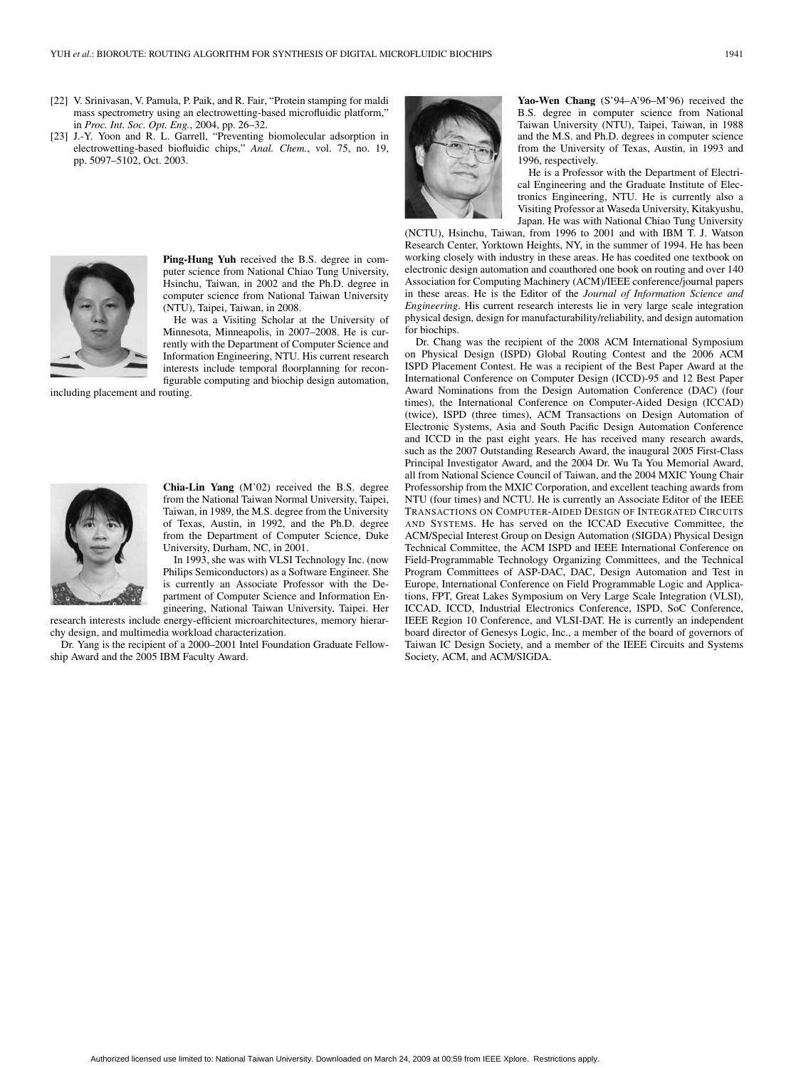[22] V. Srinivasan, V. Pamula, P. Paik, and R. Fair, "Protein stamping for maldi mass spectrometry using an electrowetting-based microfluidic platform," in *Proc. Int. Soc. Opt. Eng.*, 2004, pp. 26–32.

[23] J.-Y. Yoon and R. L. Garrell, "Preventing biomolecular adsorption in electrowetting-based biofluidic chips," *Anal. Chem.*, vol. 75, no. 19, pp. 5097–5102, Oct. 2003.

**Ping-Hung Yuh** received the B.S. degree in computer science from National Chiao Tung University, Hsinchu, Taiwan, in 2002 and the Ph.D. degree in computer science from National Taiwan University (NTU), Taipei, Taiwan, in 2008.

He was a Visiting Scholar at the University of Minnesota, Minneapolis, in 2007–2008. He is currently with the Department of Computer Science and Information Engineering, NTU. His current research interests include temporal floorplanning for reconfigurable computing and biochip design automation, including placement and routing.

**Chia-Lin Yang** (M'02) received the B.S. degree from the National Taiwan Normal University, Taipei, Taiwan, in 1989, the M.S. degree from the University of Texas, Austin, in 1992, and the Ph.D. degree from the Department of Computer Science, Duke University, Durham, NC, in 2001.

In 1993, she was with VLSI Technology Inc. (now Philips Semiconductors) as a Software Engineer. She is currently an Associate Professor with the Department of Computer Science and Information Engineering, National Taiwan University, Taipei. Her research interests include energy-efficient microarchitectures, memory hierarchy design, and multimedia workload characterization.

Dr. Yang is the recipient of a 2000–2001 Intel Foundation Graduate Fellowship Award and the 2005 IBM Faculty Award.

**Yao-Wen Chang** (S'94–A'96–M'96) received the B.S. degree in computer science from National Taiwan University (NTU), Taipei, Taiwan, in 1988 and the M.S. and Ph.D. degrees in computer science from the University of Texas, Austin, in 1993 and 1996, respectively.

He is a Professor with the Department of Electrical Engineering and the Graduate Institute of Electronics Engineering, NTU. He is currently also a Visiting Professor at Waseda University, Kitakyushu, Japan. He was with National Chiao Tung University (NCTU), Hsinchu, Taiwan, from 1996 to 2001 and with IBM T. J. Watson Research Center, Yorktown Heights, NY, in the summer of 1994. He has been working closely with industry in these areas. He has coedited one textbook on electronic design automation and coauthored one book on routing and over 140 Association for Computing Machinery (ACM)/IEEE conference/journal papers in these areas. He is the Editor of the *Journal of Information Science and Engineering*. His current research interests lie in very large scale integration physical design, design for manufacturability/reliability, and design automation for biochips.

Dr. Chang was the recipient of the 2008 ACM International Symposium on Physical Design (ISPD) Global Routing Contest and the 2006 ACM ISPD Placement Contest. He was a recipient of the Best Paper Award at the International Conference on Computer Design (ICCD)-95 and 12 Best Paper Award Nominations from the Design Automation Conference (DAC) (four times), the International Conference on Computer-Aided Design (ICCAD) (twice), ISPD (three times), ACM Transactions on Design Automation of Electronic Systems, Asia and South Pacific Design Automation Conference and ICCD in the past eight years. He has received many research awards, such as the 2007 Outstanding Research Award, the inaugural 2005 First-Class Principal Investigator Award, and the 2004 Dr. Wu Ta You Memorial Award, all from National Science Council of Taiwan, and the 2004 MXIC Young Chair Professorship from the MXIC Corporation, and excellent teaching awards from NTU (four times) and NCTU. He is currently an Associate Editor of the IEEE TRANSACTIONS ON COMPUTER-AIDED DESIGN OF INTEGRATED CIRCUITS AND SYSTEMS. He has served on the ICCAD Executive Committee, the ACM/Special Interest Group on Design Automation (SIGDA) Physical Design Technical Committee, the ACM ISPD and IEEE International Conference on Field-Programmable Technology Organizing Committees, and the Technical Program Committees of ASP-DAC, DAC, Design Automation and Test in Europe, International Conference on Field Programmable Logic and Applications, FPT, Great Lakes Symposium on Very Large Scale Integration (VLSI), ICCAD, ICCD, Industrial Electronics Conference, ISPD, SoC Conference, IEEE Region 10 Conference, and VLSI-DAT. He is currently an independent board director of Genesys Logic, Inc., a member of the board of governors of Taiwan IC Design Society, and a member of the IEEE Circuits and Systems Society, ACM, and ACM/SIGDA.